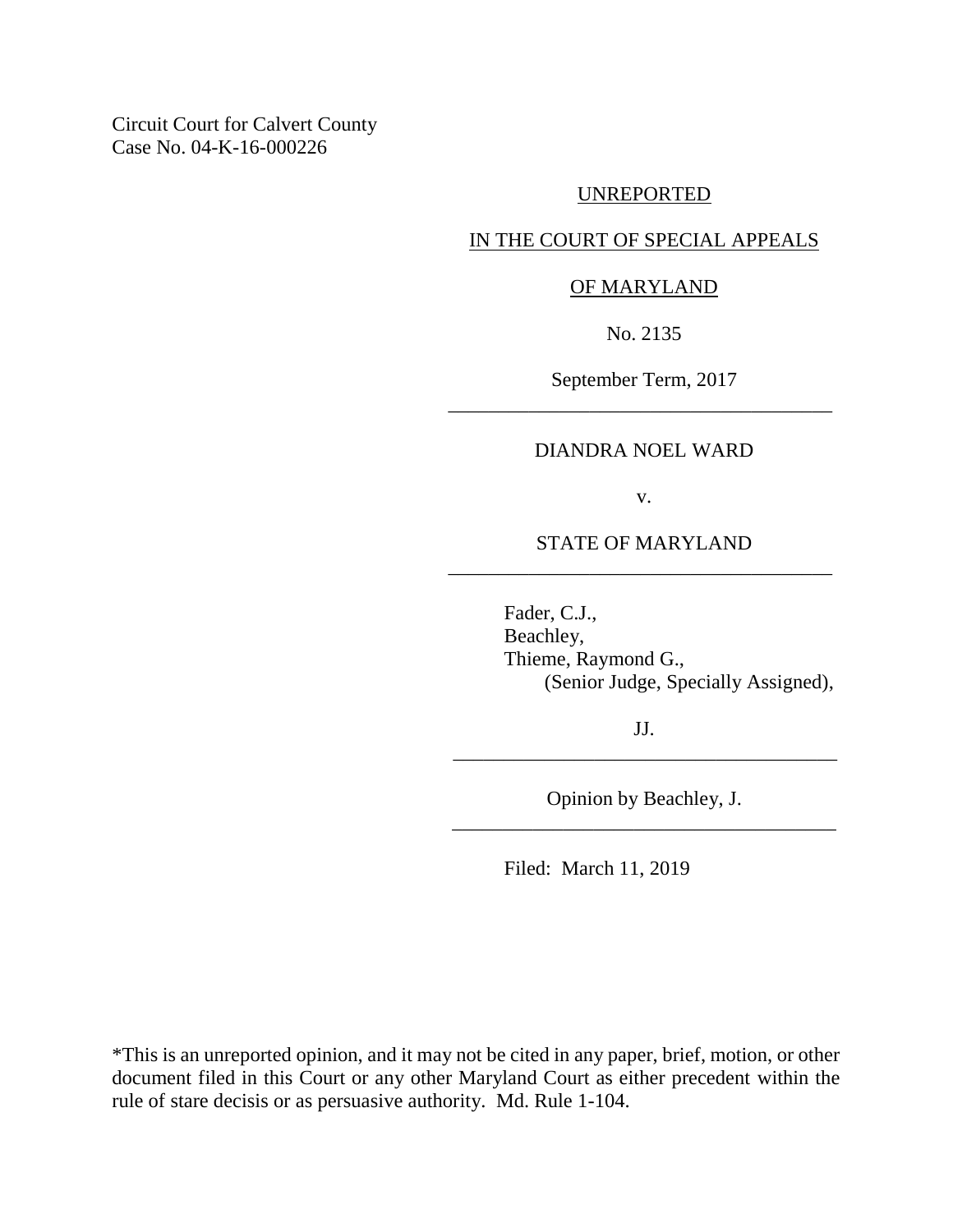Circuit Court for Calvert County
Case No. 04-K-16-000226

UNREPORTED

IN THE COURT OF SPECIAL APPEALS

OF MARYLAND

No. 2135

September Term, 2017

---

DIANDRA NOEL WARD

v.

STATE OF MARYLAND

---

Fader, C.J.,
Beachley,
Thieme, Raymond G.,
(Senior Judge, Specially Assigned),

JJ.

---

Opinion by Beachley, J.

---

Filed: March 11, 2019

*This is an unreported opinion, and it may not be cited in any paper, brief, motion, or other document filed in this Court or any other Maryland Court as either precedent within the rule of stare decisis or as persuasive authority. Md. Rule 1-104.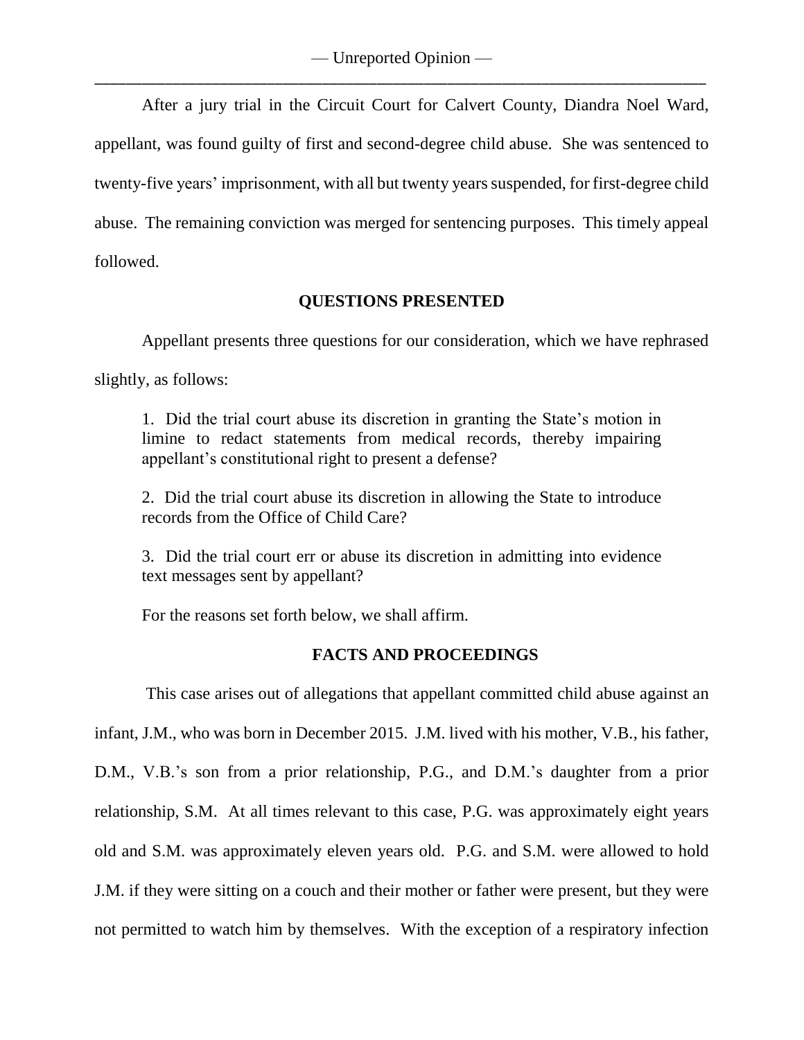After a jury trial in the Circuit Court for Calvert County, Diandra Noel Ward, appellant, was found guilty of first and second-degree child abuse. She was sentenced to twenty-five years' imprisonment, with all but twenty years suspended, for first-degree child abuse. The remaining conviction was merged for sentencing purposes. This timely appeal followed.

## QUESTIONS PRESENTED

Appellant presents three questions for our consideration, which we have rephrased slightly, as follows:

> 1. Did the trial court abuse its discretion in granting the State's motion in limine to redact statements from medical records, thereby impairing appellant's constitutional right to present a defense?
>
> 2. Did the trial court abuse its discretion in allowing the State to introduce records from the Office of Child Care?
>
> 3. Did the trial court err or abuse its discretion in admitting into evidence text messages sent by appellant?
>
> For the reasons set forth below, we shall affirm.

## FACTS AND PROCEEDINGS

This case arises out of allegations that appellant committed child abuse against an infant, J.M., who was born in December 2015. J.M. lived with his mother, V.B., his father, D.M., V.B.'s son from a prior relationship, P.G., and D.M.'s daughter from a prior relationship, S.M. At all times relevant to this case, P.G. was approximately eight years old and S.M. was approximately eleven years old. P.G. and S.M. were allowed to hold J.M. if they were sitting on a couch and their mother or father were present, but they were not permitted to watch him by themselves. With the exception of a respiratory infection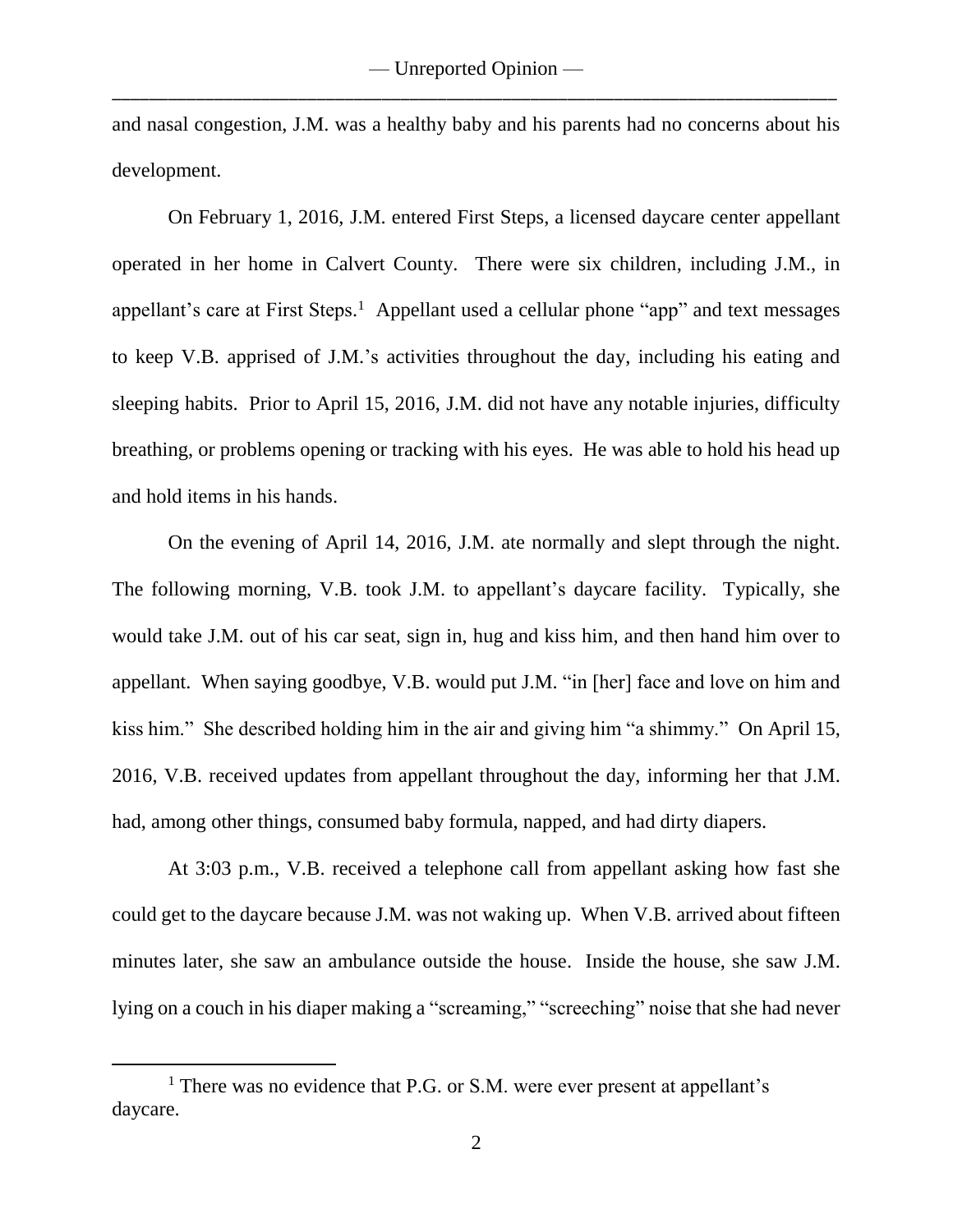and nasal congestion, J.M. was a healthy baby and his parents had no concerns about his development.

On February 1, 2016, J.M. entered First Steps, a licensed daycare center appellant operated in her home in Calvert County. There were six children, including J.M., in appellant's care at First Steps.[1] Appellant used a cellular phone "app" and text messages to keep V.B. apprised of J.M.'s activities throughout the day, including his eating and sleeping habits. Prior to April 15, 2016, J.M. did not have any notable injuries, difficulty breathing, or problems opening or tracking with his eyes. He was able to hold his head up and hold items in his hands.

On the evening of April 14, 2016, J.M. ate normally and slept through the night. The following morning, V.B. took J.M. to appellant's daycare facility. Typically, she would take J.M. out of his car seat, sign in, hug and kiss him, and then hand him over to appellant. When saying goodbye, V.B. would put J.M. "in [her] face and love on him and kiss him." She described holding him in the air and giving him "a shimmy." On April 15, 2016, V.B. received updates from appellant throughout the day, informing her that J.M. had, among other things, consumed baby formula, napped, and had dirty diapers.

At 3:03 p.m., V.B. received a telephone call from appellant asking how fast she could get to the daycare because J.M. was not waking up. When V.B. arrived about fifteen minutes later, she saw an ambulance outside the house. Inside the house, she saw J.M. lying on a couch in his diaper making a "screaming," "screeching" noise that she had never

[1] There was no evidence that P.G. or S.M. were ever present at appellant's daycare.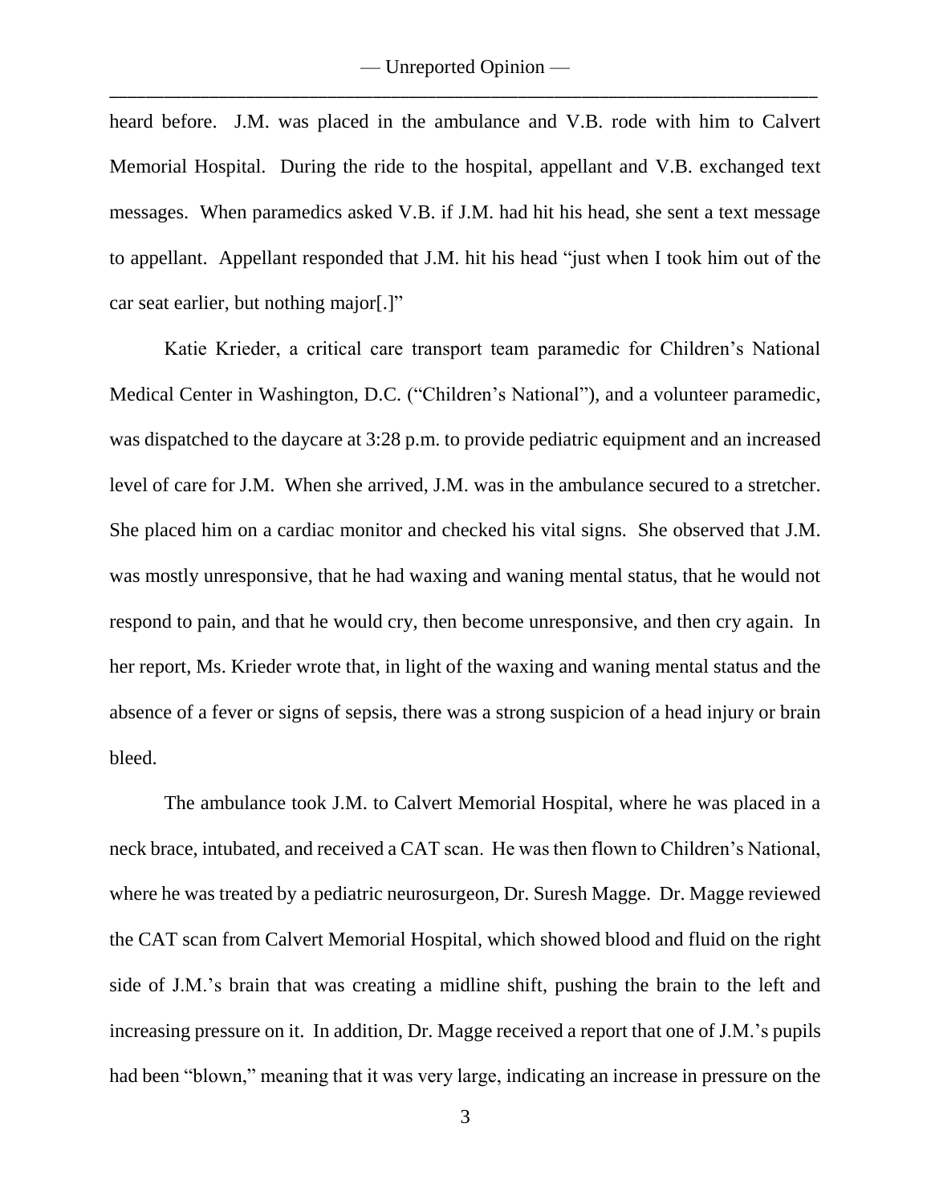heard before. J.M. was placed in the ambulance and V.B. rode with him to Calvert Memorial Hospital. During the ride to the hospital, appellant and V.B. exchanged text messages. When paramedics asked V.B. if J.M. had hit his head, she sent a text message to appellant. Appellant responded that J.M. hit his head "just when I took him out of the car seat earlier, but nothing major[.]"

Katie Krieder, a critical care transport team paramedic for Children's National Medical Center in Washington, D.C. ("Children's National"), and a volunteer paramedic, was dispatched to the daycare at 3:28 p.m. to provide pediatric equipment and an increased level of care for J.M. When she arrived, J.M. was in the ambulance secured to a stretcher. She placed him on a cardiac monitor and checked his vital signs. She observed that J.M. was mostly unresponsive, that he had waxing and waning mental status, that he would not respond to pain, and that he would cry, then become unresponsive, and then cry again. In her report, Ms. Krieder wrote that, in light of the waxing and waning mental status and the absence of a fever or signs of sepsis, there was a strong suspicion of a head injury or brain bleed.

The ambulance took J.M. to Calvert Memorial Hospital, where he was placed in a neck brace, intubated, and received a CAT scan. He was then flown to Children's National, where he was treated by a pediatric neurosurgeon, Dr. Suresh Magge. Dr. Magge reviewed the CAT scan from Calvert Memorial Hospital, which showed blood and fluid on the right side of J.M.'s brain that was creating a midline shift, pushing the brain to the left and increasing pressure on it. In addition, Dr. Magge received a report that one of J.M.'s pupils had been "blown," meaning that it was very large, indicating an increase in pressure on the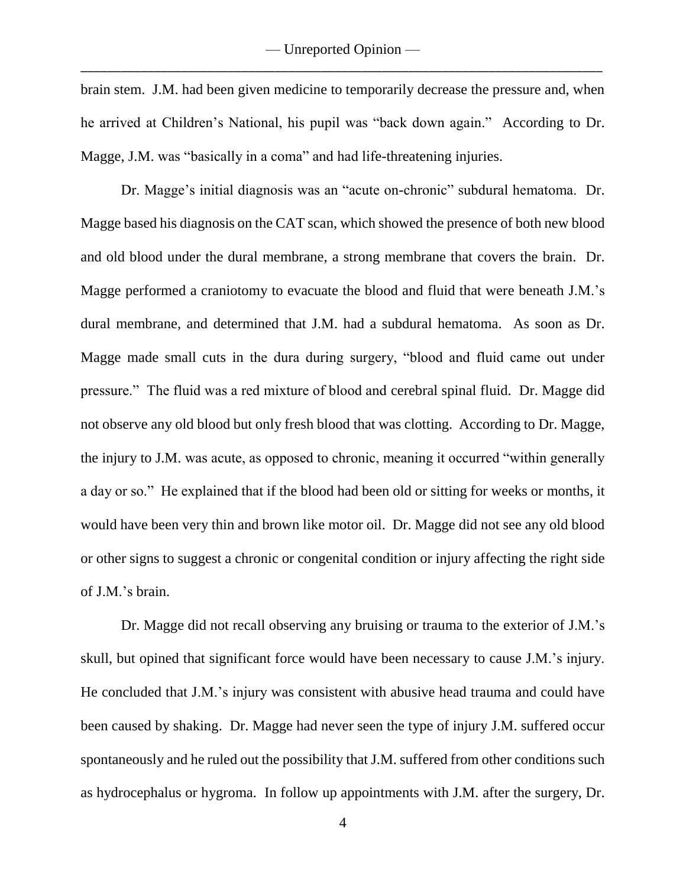brain stem. J.M. had been given medicine to temporarily decrease the pressure and, when he arrived at Children's National, his pupil was "back down again." According to Dr. Magge, J.M. was "basically in a coma" and had life-threatening injuries.

Dr. Magge's initial diagnosis was an "acute on-chronic" subdural hematoma. Dr. Magge based his diagnosis on the CAT scan, which showed the presence of both new blood and old blood under the dural membrane, a strong membrane that covers the brain. Dr. Magge performed a craniotomy to evacuate the blood and fluid that were beneath J.M.'s dural membrane, and determined that J.M. had a subdural hematoma. As soon as Dr. Magge made small cuts in the dura during surgery, "blood and fluid came out under pressure." The fluid was a red mixture of blood and cerebral spinal fluid. Dr. Magge did not observe any old blood but only fresh blood that was clotting. According to Dr. Magge, the injury to J.M. was acute, as opposed to chronic, meaning it occurred "within generally a day or so." He explained that if the blood had been old or sitting for weeks or months, it would have been very thin and brown like motor oil. Dr. Magge did not see any old blood or other signs to suggest a chronic or congenital condition or injury affecting the right side of J.M.'s brain.

Dr. Magge did not recall observing any bruising or trauma to the exterior of J.M.'s skull, but opined that significant force would have been necessary to cause J.M.'s injury. He concluded that J.M.'s injury was consistent with abusive head trauma and could have been caused by shaking. Dr. Magge had never seen the type of injury J.M. suffered occur spontaneously and he ruled out the possibility that J.M. suffered from other conditions such as hydrocephalus or hygroma. In follow up appointments with J.M. after the surgery, Dr.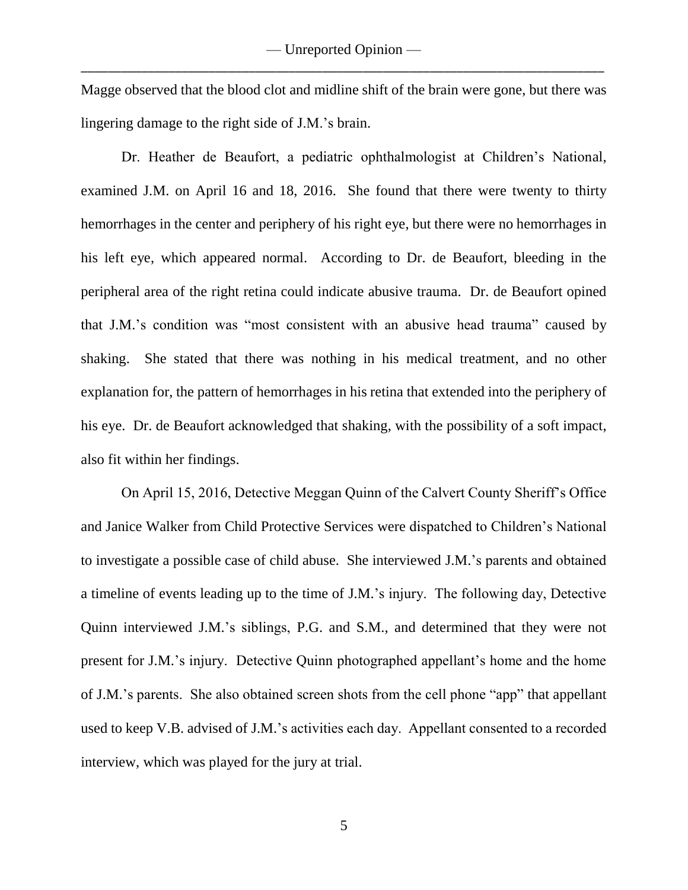Magge observed that the blood clot and midline shift of the brain were gone, but there was lingering damage to the right side of J.M.'s brain.

Dr. Heather de Beaufort, a pediatric ophthalmologist at Children's National, examined J.M. on April 16 and 18, 2016. She found that there were twenty to thirty hemorrhages in the center and periphery of his right eye, but there were no hemorrhages in his left eye, which appeared normal. According to Dr. de Beaufort, bleeding in the peripheral area of the right retina could indicate abusive trauma. Dr. de Beaufort opined that J.M.'s condition was "most consistent with an abusive head trauma" caused by shaking. She stated that there was nothing in his medical treatment, and no other explanation for, the pattern of hemorrhages in his retina that extended into the periphery of his eye. Dr. de Beaufort acknowledged that shaking, with the possibility of a soft impact, also fit within her findings.

On April 15, 2016, Detective Meggan Quinn of the Calvert County Sheriff's Office and Janice Walker from Child Protective Services were dispatched to Children's National to investigate a possible case of child abuse. She interviewed J.M.'s parents and obtained a timeline of events leading up to the time of J.M.'s injury. The following day, Detective Quinn interviewed J.M.'s siblings, P.G. and S.M., and determined that they were not present for J.M.'s injury. Detective Quinn photographed appellant's home and the home of J.M.'s parents. She also obtained screen shots from the cell phone "app" that appellant used to keep V.B. advised of J.M.'s activities each day. Appellant consented to a recorded interview, which was played for the jury at trial.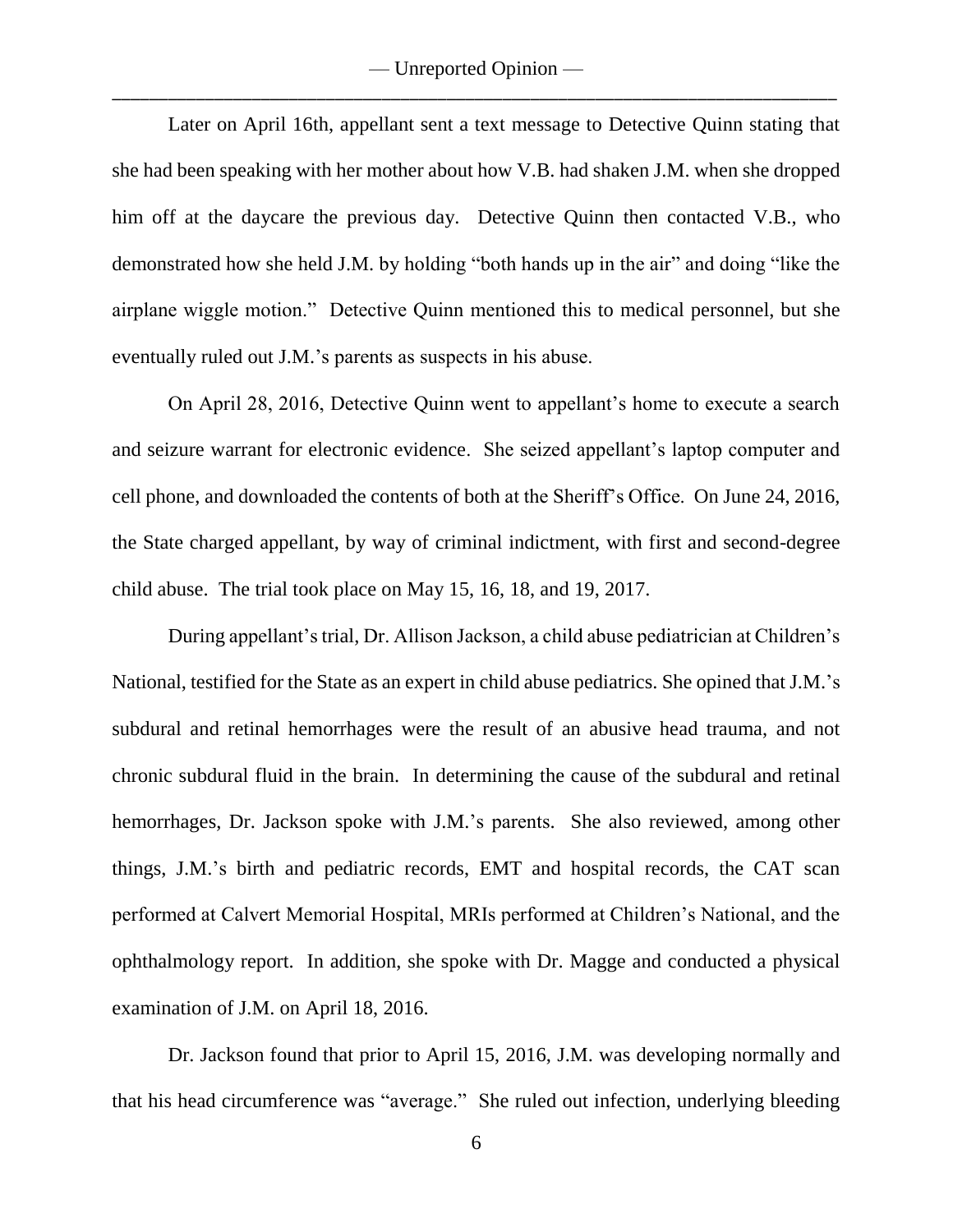Later on April 16th, appellant sent a text message to Detective Quinn stating that she had been speaking with her mother about how V.B. had shaken J.M. when she dropped him off at the daycare the previous day. Detective Quinn then contacted V.B., who demonstrated how she held J.M. by holding "both hands up in the air" and doing "like the airplane wiggle motion." Detective Quinn mentioned this to medical personnel, but she eventually ruled out J.M.'s parents as suspects in his abuse.

On April 28, 2016, Detective Quinn went to appellant's home to execute a search and seizure warrant for electronic evidence. She seized appellant's laptop computer and cell phone, and downloaded the contents of both at the Sheriff's Office. On June 24, 2016, the State charged appellant, by way of criminal indictment, with first and second-degree child abuse. The trial took place on May 15, 16, 18, and 19, 2017.

During appellant's trial, Dr. Allison Jackson, a child abuse pediatrician at Children's National, testified for the State as an expert in child abuse pediatrics. She opined that J.M.'s subdural and retinal hemorrhages were the result of an abusive head trauma, and not chronic subdural fluid in the brain. In determining the cause of the subdural and retinal hemorrhages, Dr. Jackson spoke with J.M.'s parents. She also reviewed, among other things, J.M.'s birth and pediatric records, EMT and hospital records, the CAT scan performed at Calvert Memorial Hospital, MRIs performed at Children's National, and the ophthalmology report. In addition, she spoke with Dr. Magge and conducted a physical examination of J.M. on April 18, 2016.

Dr. Jackson found that prior to April 15, 2016, J.M. was developing normally and that his head circumference was "average." She ruled out infection, underlying bleeding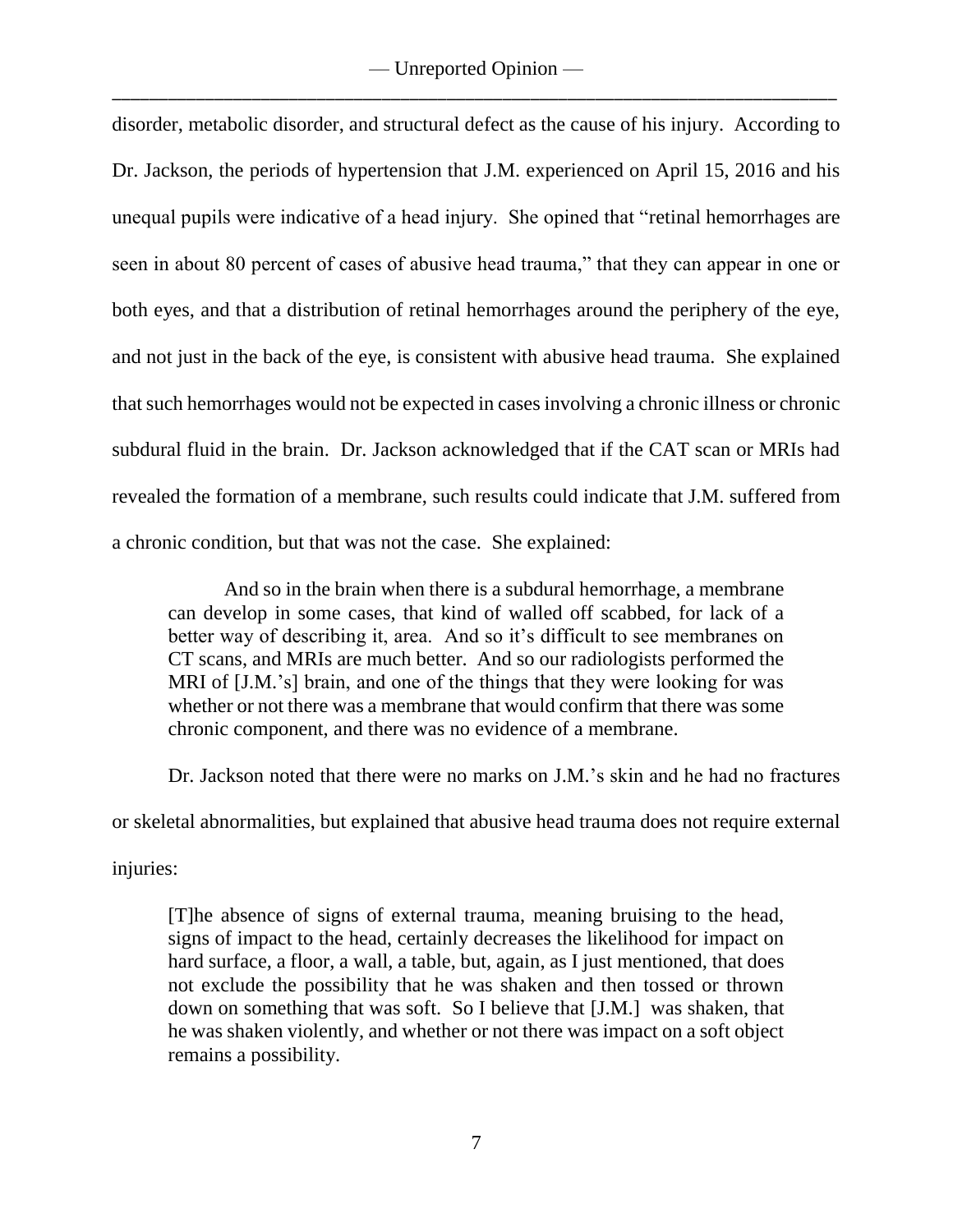disorder, metabolic disorder, and structural defect as the cause of his injury. According to Dr. Jackson, the periods of hypertension that J.M. experienced on April 15, 2016 and his unequal pupils were indicative of a head injury. She opined that "retinal hemorrhages are seen in about 80 percent of cases of abusive head trauma," that they can appear in one or both eyes, and that a distribution of retinal hemorrhages around the periphery of the eye, and not just in the back of the eye, is consistent with abusive head trauma. She explained that such hemorrhages would not be expected in cases involving a chronic illness or chronic subdural fluid in the brain. Dr. Jackson acknowledged that if the CAT scan or MRIs had revealed the formation of a membrane, such results could indicate that J.M. suffered from a chronic condition, but that was not the case. She explained:

> And so in the brain when there is a subdural hemorrhage, a membrane can develop in some cases, that kind of walled off scabbed, for lack of a better way of describing it, area. And so it's difficult to see membranes on CT scans, and MRIs are much better. And so our radiologists performed the MRI of [J.M.'s] brain, and one of the things that they were looking for was whether or not there was a membrane that would confirm that there was some chronic component, and there was no evidence of a membrane.

Dr. Jackson noted that there were no marks on J.M.'s skin and he had no fractures or skeletal abnormalities, but explained that abusive head trauma does not require external injuries:

> [T]he absence of signs of external trauma, meaning bruising to the head, signs of impact to the head, certainly decreases the likelihood for impact on hard surface, a floor, a wall, a table, but, again, as I just mentioned, that does not exclude the possibility that he was shaken and then tossed or thrown down on something that was soft. So I believe that [J.M.] was shaken, that he was shaken violently, and whether or not there was impact on a soft object remains a possibility.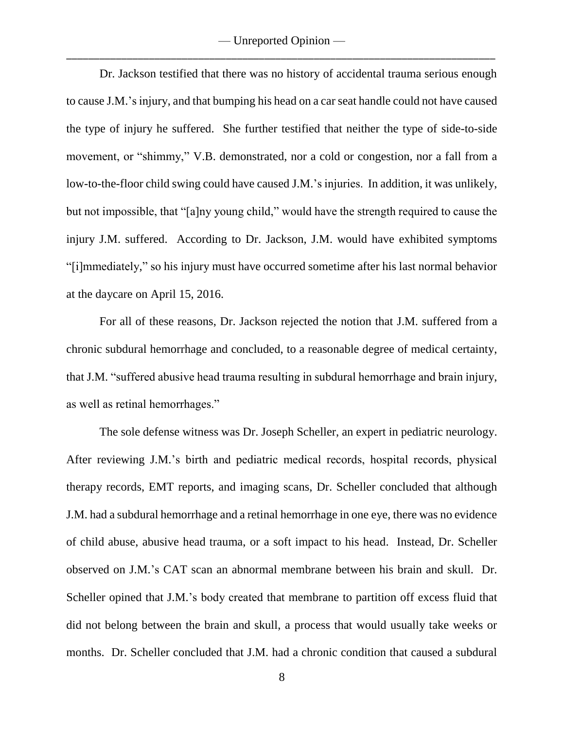Dr. Jackson testified that there was no history of accidental trauma serious enough to cause J.M.'s injury, and that bumping his head on a car seat handle could not have caused the type of injury he suffered. She further testified that neither the type of side-to-side movement, or "shimmy," V.B. demonstrated, nor a cold or congestion, nor a fall from a low-to-the-floor child swing could have caused J.M.'s injuries. In addition, it was unlikely, but not impossible, that "[a]ny young child," would have the strength required to cause the injury J.M. suffered. According to Dr. Jackson, J.M. would have exhibited symptoms "[i]mmediately," so his injury must have occurred sometime after his last normal behavior at the daycare on April 15, 2016.

For all of these reasons, Dr. Jackson rejected the notion that J.M. suffered from a chronic subdural hemorrhage and concluded, to a reasonable degree of medical certainty, that J.M. "suffered abusive head trauma resulting in subdural hemorrhage and brain injury, as well as retinal hemorrhages."

The sole defense witness was Dr. Joseph Scheller, an expert in pediatric neurology. After reviewing J.M.'s birth and pediatric medical records, hospital records, physical therapy records, EMT reports, and imaging scans, Dr. Scheller concluded that although J.M. had a subdural hemorrhage and a retinal hemorrhage in one eye, there was no evidence of child abuse, abusive head trauma, or a soft impact to his head. Instead, Dr. Scheller observed on J.M.'s CAT scan an abnormal membrane between his brain and skull. Dr. Scheller opined that J.M.'s body created that membrane to partition off excess fluid that did not belong between the brain and skull, a process that would usually take weeks or months. Dr. Scheller concluded that J.M. had a chronic condition that caused a subdural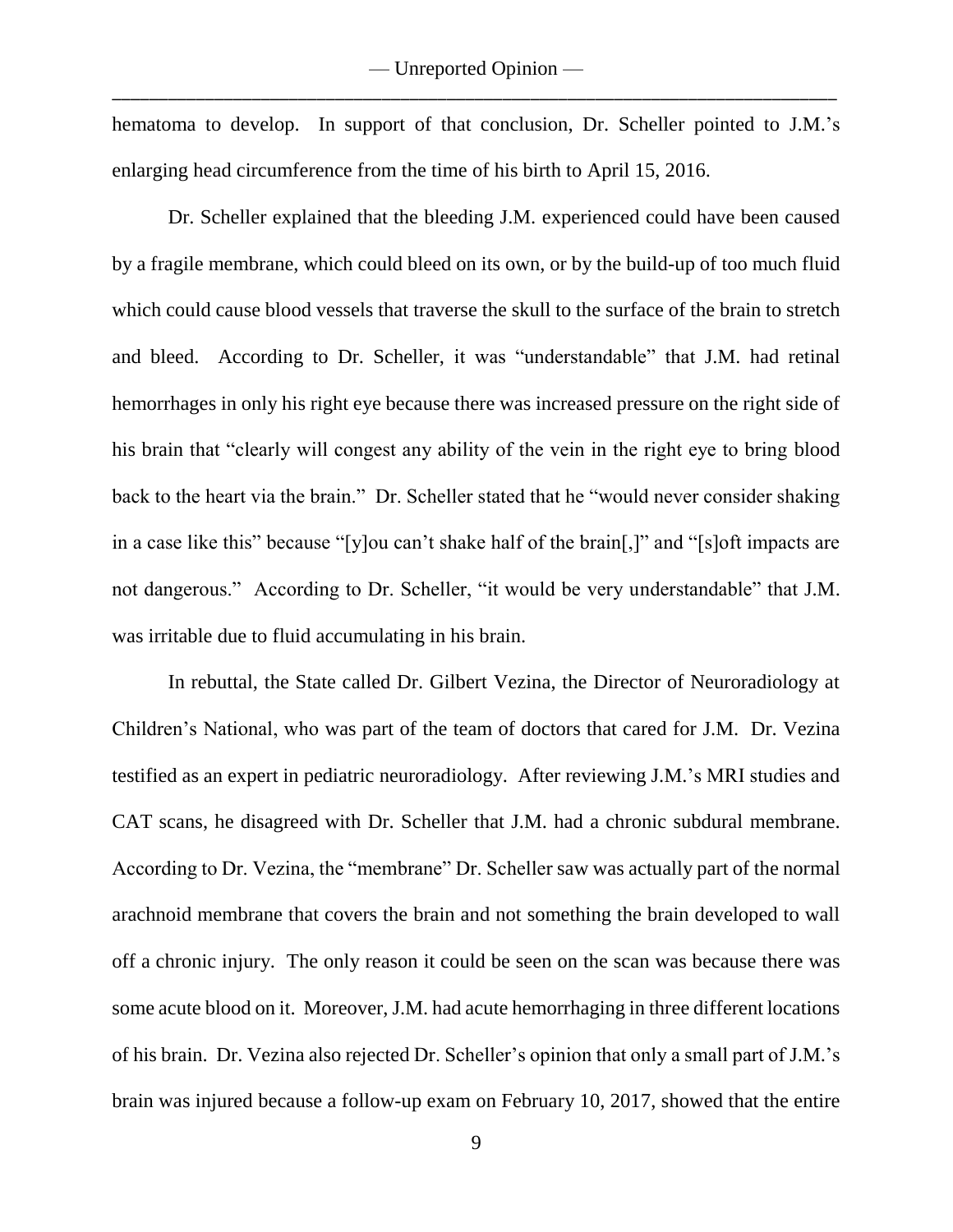hematoma to develop. In support of that conclusion, Dr. Scheller pointed to J.M.'s enlarging head circumference from the time of his birth to April 15, 2016.

Dr. Scheller explained that the bleeding J.M. experienced could have been caused by a fragile membrane, which could bleed on its own, or by the build-up of too much fluid which could cause blood vessels that traverse the skull to the surface of the brain to stretch and bleed. According to Dr. Scheller, it was "understandable" that J.M. had retinal hemorrhages in only his right eye because there was increased pressure on the right side of his brain that "clearly will congest any ability of the vein in the right eye to bring blood back to the heart via the brain." Dr. Scheller stated that he "would never consider shaking in a case like this" because "[y]ou can't shake half of the brain[,]" and "[s]oft impacts are not dangerous." According to Dr. Scheller, "it would be very understandable" that J.M. was irritable due to fluid accumulating in his brain.

In rebuttal, the State called Dr. Gilbert Vezina, the Director of Neuroradiology at Children's National, who was part of the team of doctors that cared for J.M. Dr. Vezina testified as an expert in pediatric neuroradiology. After reviewing J.M.'s MRI studies and CAT scans, he disagreed with Dr. Scheller that J.M. had a chronic subdural membrane. According to Dr. Vezina, the "membrane" Dr. Scheller saw was actually part of the normal arachnoid membrane that covers the brain and not something the brain developed to wall off a chronic injury. The only reason it could be seen on the scan was because there was some acute blood on it. Moreover, J.M. had acute hemorrhaging in three different locations of his brain. Dr. Vezina also rejected Dr. Scheller's opinion that only a small part of J.M.'s brain was injured because a follow-up exam on February 10, 2017, showed that the entire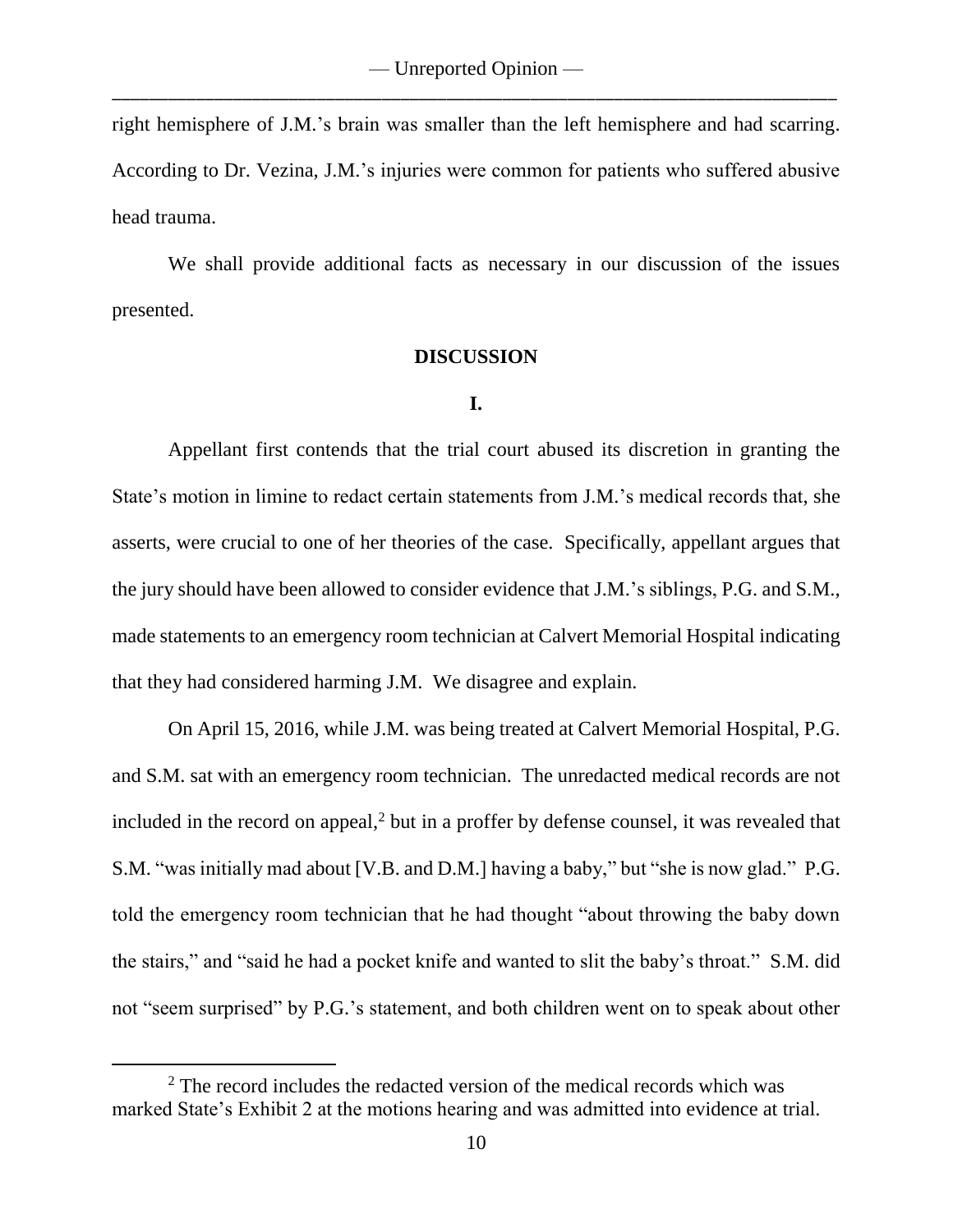right hemisphere of J.M.'s brain was smaller than the left hemisphere and had scarring. According to Dr. Vezina, J.M.'s injuries were common for patients who suffered abusive head trauma.

We shall provide additional facts as necessary in our discussion of the issues presented.

## DISCUSSION

### I.

Appellant first contends that the trial court abused its discretion in granting the State's motion in limine to redact certain statements from J.M.'s medical records that, she asserts, were crucial to one of her theories of the case. Specifically, appellant argues that the jury should have been allowed to consider evidence that J.M.'s siblings, P.G. and S.M., made statements to an emergency room technician at Calvert Memorial Hospital indicating that they had considered harming J.M. We disagree and explain.

On April 15, 2016, while J.M. was being treated at Calvert Memorial Hospital, P.G. and S.M. sat with an emergency room technician. The unredacted medical records are not included in the record on appeal,[2] but in a proffer by defense counsel, it was revealed that S.M. "was initially mad about [V.B. and D.M.] having a baby," but "she is now glad." P.G. told the emergency room technician that he had thought "about throwing the baby down the stairs," and "said he had a pocket knife and wanted to slit the baby's throat." S.M. did not "seem surprised" by P.G.'s statement, and both children went on to speak about other

[2] The record includes the redacted version of the medical records which was marked State's Exhibit 2 at the motions hearing and was admitted into evidence at trial.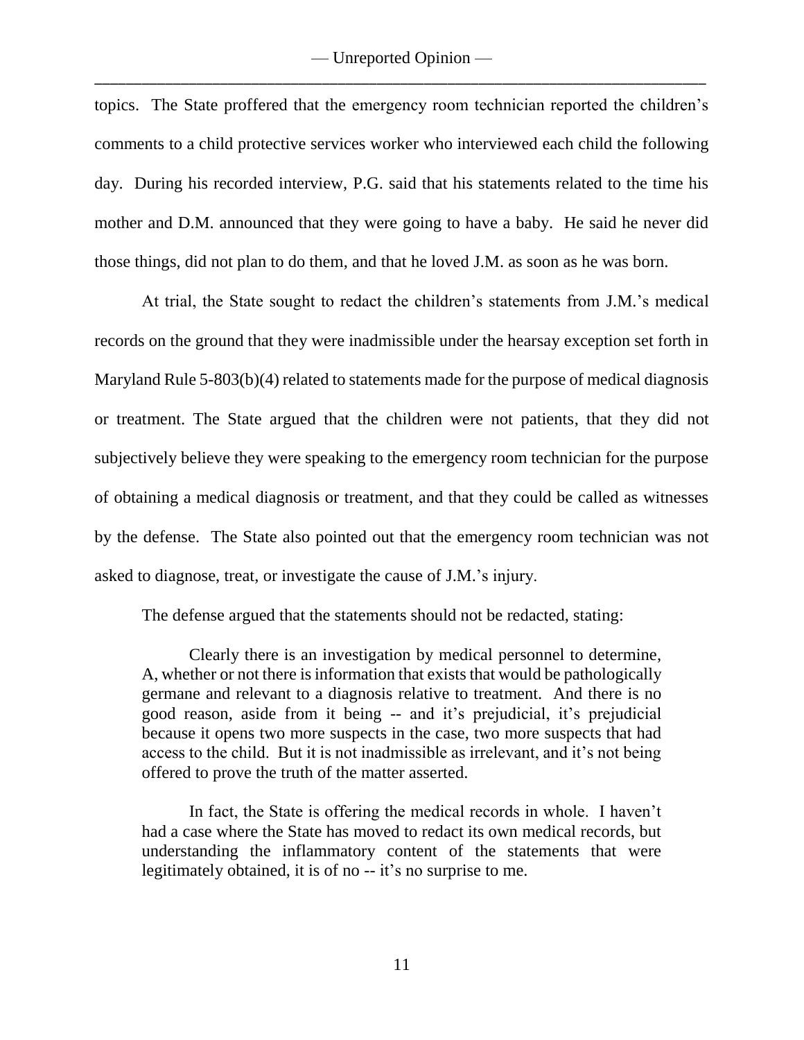topics. The State proffered that the emergency room technician reported the children's comments to a child protective services worker who interviewed each child the following day. During his recorded interview, P.G. said that his statements related to the time his mother and D.M. announced that they were going to have a baby. He said he never did those things, did not plan to do them, and that he loved J.M. as soon as he was born.

At trial, the State sought to redact the children's statements from J.M.'s medical records on the ground that they were inadmissible under the hearsay exception set forth in Maryland Rule 5-803(b)(4) related to statements made for the purpose of medical diagnosis or treatment. The State argued that the children were not patients, that they did not subjectively believe they were speaking to the emergency room technician for the purpose of obtaining a medical diagnosis or treatment, and that they could be called as witnesses by the defense. The State also pointed out that the emergency room technician was not asked to diagnose, treat, or investigate the cause of J.M.'s injury.

The defense argued that the statements should not be redacted, stating:

> Clearly there is an investigation by medical personnel to determine, A, whether or not there is information that exists that would be pathologically germane and relevant to a diagnosis relative to treatment. And there is no good reason, aside from it being -- and it's prejudicial, it's prejudicial because it opens two more suspects in the case, two more suspects that had access to the child. But it is not inadmissible as irrelevant, and it's not being offered to prove the truth of the matter asserted.
>
> In fact, the State is offering the medical records in whole. I haven't had a case where the State has moved to redact its own medical records, but understanding the inflammatory content of the statements that were legitimately obtained, it is of no -- it's no surprise to me.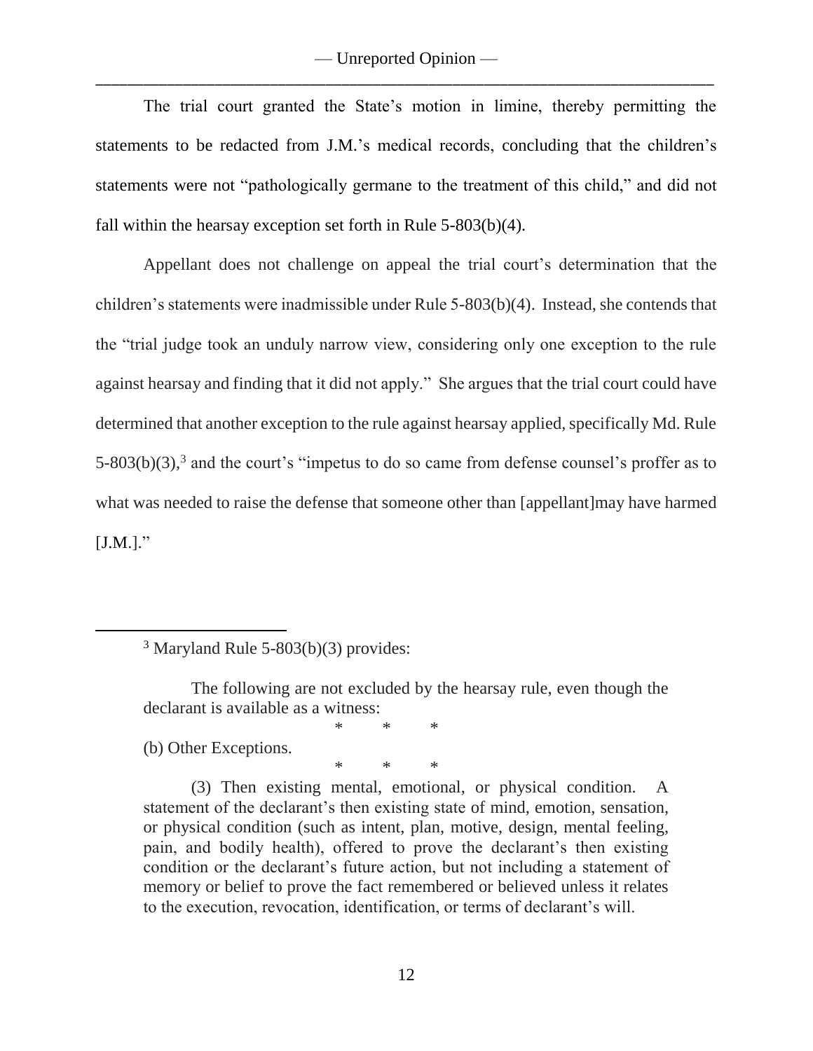The trial court granted the State's motion in limine, thereby permitting the statements to be redacted from J.M.'s medical records, concluding that the children's statements were not "pathologically germane to the treatment of this child," and did not fall within the hearsay exception set forth in Rule 5-803(b)(4).

Appellant does not challenge on appeal the trial court's determination that the children's statements were inadmissible under Rule 5-803(b)(4). Instead, she contends that the "trial judge took an unduly narrow view, considering only one exception to the rule against hearsay and finding that it did not apply." She argues that the trial court could have determined that another exception to the rule against hearsay applied, specifically Md. Rule 5-803(b)(3),[3] and the court's "impetus to do so came from defense counsel's proffer as to what was needed to raise the defense that someone other than [appellant]may have harmed [J.M.]."

---

[3] Maryland Rule 5-803(b)(3) provides:

> The following are not excluded by the hearsay rule, even though the declarant is available as a witness:
>
> \* \* \*
>
> (b) Other Exceptions.
>
> \* \* \*
>
> (3) Then existing mental, emotional, or physical condition. A statement of the declarant's then existing state of mind, emotion, sensation, or physical condition (such as intent, plan, motive, design, mental feeling, pain, and bodily health), offered to prove the declarant's then existing condition or the declarant's future action, but not including a statement of memory or belief to prove the fact remembered or believed unless it relates to the execution, revocation, identification, or terms of declarant's will.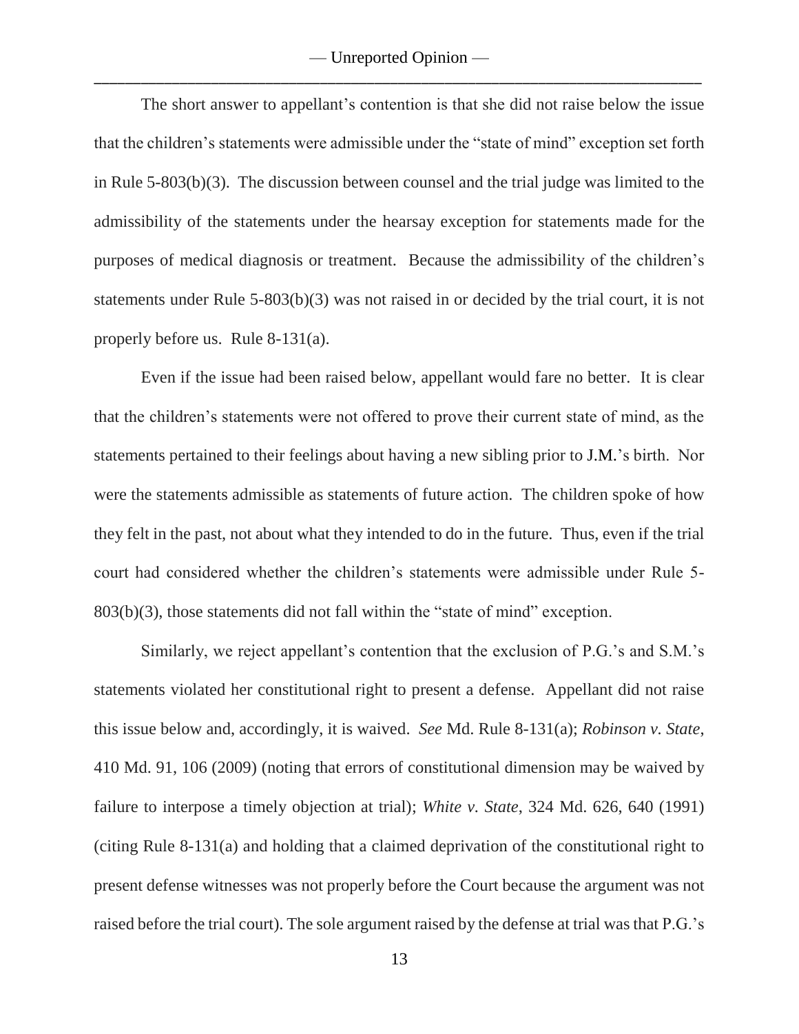The short answer to appellant's contention is that she did not raise below the issue that the children's statements were admissible under the "state of mind" exception set forth in Rule 5-803(b)(3). The discussion between counsel and the trial judge was limited to the admissibility of the statements under the hearsay exception for statements made for the purposes of medical diagnosis or treatment. Because the admissibility of the children's statements under Rule 5-803(b)(3) was not raised in or decided by the trial court, it is not properly before us. Rule 8-131(a).

Even if the issue had been raised below, appellant would fare no better. It is clear that the children's statements were not offered to prove their current state of mind, as the statements pertained to their feelings about having a new sibling prior to J.M.'s birth. Nor were the statements admissible as statements of future action. The children spoke of how they felt in the past, not about what they intended to do in the future. Thus, even if the trial court had considered whether the children's statements were admissible under Rule 5-803(b)(3), those statements did not fall within the "state of mind" exception.

Similarly, we reject appellant's contention that the exclusion of P.G.'s and S.M.'s statements violated her constitutional right to present a defense. Appellant did not raise this issue below and, accordingly, it is waived. *See* Md. Rule 8-131(a); *Robinson v. State*, 410 Md. 91, 106 (2009) (noting that errors of constitutional dimension may be waived by failure to interpose a timely objection at trial); *White v. State*, 324 Md. 626, 640 (1991) (citing Rule 8-131(a) and holding that a claimed deprivation of the constitutional right to present defense witnesses was not properly before the Court because the argument was not raised before the trial court). The sole argument raised by the defense at trial was that P.G.'s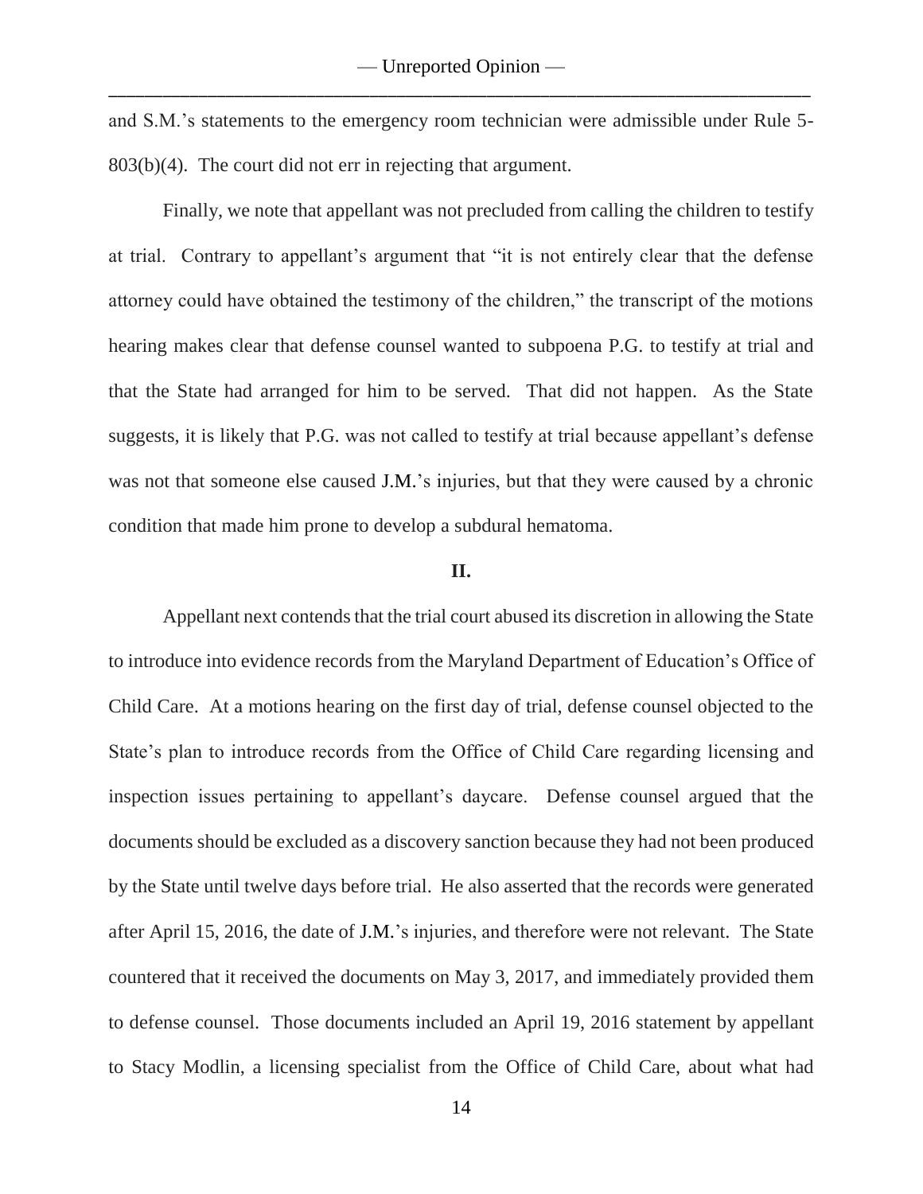and S.M.'s statements to the emergency room technician were admissible under Rule 5-803(b)(4). The court did not err in rejecting that argument.

Finally, we note that appellant was not precluded from calling the children to testify at trial. Contrary to appellant's argument that "it is not entirely clear that the defense attorney could have obtained the testimony of the children," the transcript of the motions hearing makes clear that defense counsel wanted to subpoena P.G. to testify at trial and that the State had arranged for him to be served. That did not happen. As the State suggests, it is likely that P.G. was not called to testify at trial because appellant's defense was not that someone else caused J.M.'s injuries, but that they were caused by a chronic condition that made him prone to develop a subdural hematoma.

## II.

Appellant next contends that the trial court abused its discretion in allowing the State to introduce into evidence records from the Maryland Department of Education's Office of Child Care. At a motions hearing on the first day of trial, defense counsel objected to the State's plan to introduce records from the Office of Child Care regarding licensing and inspection issues pertaining to appellant's daycare. Defense counsel argued that the documents should be excluded as a discovery sanction because they had not been produced by the State until twelve days before trial. He also asserted that the records were generated after April 15, 2016, the date of J.M.'s injuries, and therefore were not relevant. The State countered that it received the documents on May 3, 2017, and immediately provided them to defense counsel. Those documents included an April 19, 2016 statement by appellant to Stacy Modlin, a licensing specialist from the Office of Child Care, about what had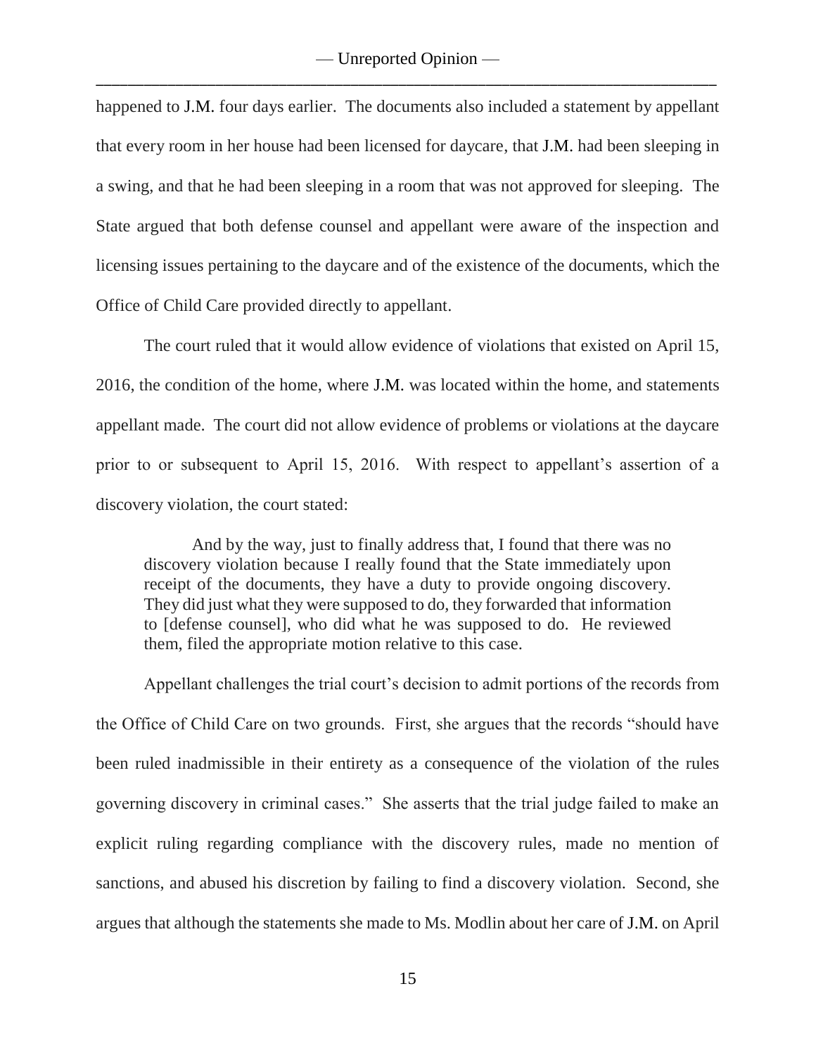happened to J.M. four days earlier. The documents also included a statement by appellant that every room in her house had been licensed for daycare, that J.M. had been sleeping in a swing, and that he had been sleeping in a room that was not approved for sleeping. The State argued that both defense counsel and appellant were aware of the inspection and licensing issues pertaining to the daycare and of the existence of the documents, which the Office of Child Care provided directly to appellant.

The court ruled that it would allow evidence of violations that existed on April 15, 2016, the condition of the home, where J.M. was located within the home, and statements appellant made. The court did not allow evidence of problems or violations at the daycare prior to or subsequent to April 15, 2016. With respect to appellant's assertion of a discovery violation, the court stated:

> And by the way, just to finally address that, I found that there was no discovery violation because I really found that the State immediately upon receipt of the documents, they have a duty to provide ongoing discovery. They did just what they were supposed to do, they forwarded that information to [defense counsel], who did what he was supposed to do. He reviewed them, filed the appropriate motion relative to this case.

Appellant challenges the trial court's decision to admit portions of the records from the Office of Child Care on two grounds. First, she argues that the records "should have been ruled inadmissible in their entirety as a consequence of the violation of the rules governing discovery in criminal cases." She asserts that the trial judge failed to make an explicit ruling regarding compliance with the discovery rules, made no mention of sanctions, and abused his discretion by failing to find a discovery violation. Second, she argues that although the statements she made to Ms. Modlin about her care of J.M. on April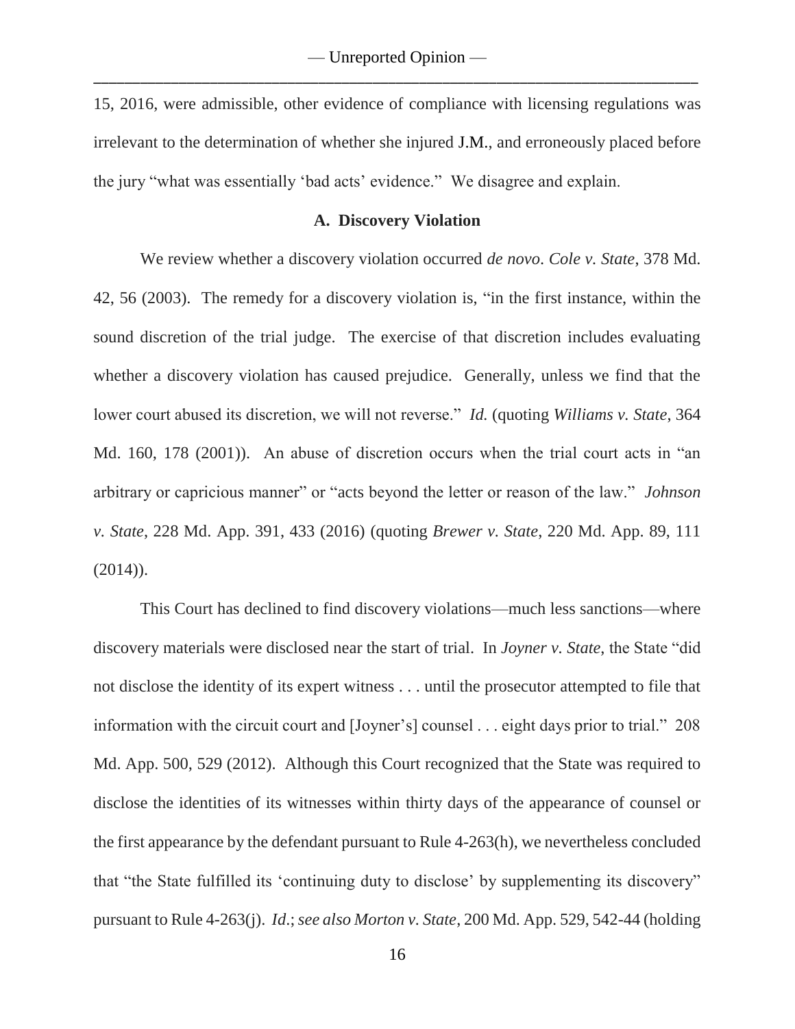15, 2016, were admissible, other evidence of compliance with licensing regulations was irrelevant to the determination of whether she injured J.M., and erroneously placed before the jury "what was essentially 'bad acts' evidence." We disagree and explain.

### A. Discovery Violation

We review whether a discovery violation occurred *de novo*. *Cole v. State*, 378 Md. 42, 56 (2003). The remedy for a discovery violation is, "in the first instance, within the sound discretion of the trial judge. The exercise of that discretion includes evaluating whether a discovery violation has caused prejudice. Generally, unless we find that the lower court abused its discretion, we will not reverse." *Id.* (quoting *Williams v. State*, 364 Md. 160, 178 (2001)). An abuse of discretion occurs when the trial court acts in "an arbitrary or capricious manner" or "acts beyond the letter or reason of the law." *Johnson v. State*, 228 Md. App. 391, 433 (2016) (quoting *Brewer v. State*, 220 Md. App. 89, 111 (2014)).

This Court has declined to find discovery violations—much less sanctions—where discovery materials were disclosed near the start of trial. In *Joyner v. State*, the State "did not disclose the identity of its expert witness . . . until the prosecutor attempted to file that information with the circuit court and [Joyner's] counsel . . . eight days prior to trial." 208 Md. App. 500, 529 (2012). Although this Court recognized that the State was required to disclose the identities of its witnesses within thirty days of the appearance of counsel or the first appearance by the defendant pursuant to Rule 4-263(h), we nevertheless concluded that "the State fulfilled its 'continuing duty to disclose' by supplementing its discovery" pursuant to Rule 4-263(j). *Id.*; *see also Morton v. State*, 200 Md. App. 529, 542-44 (holding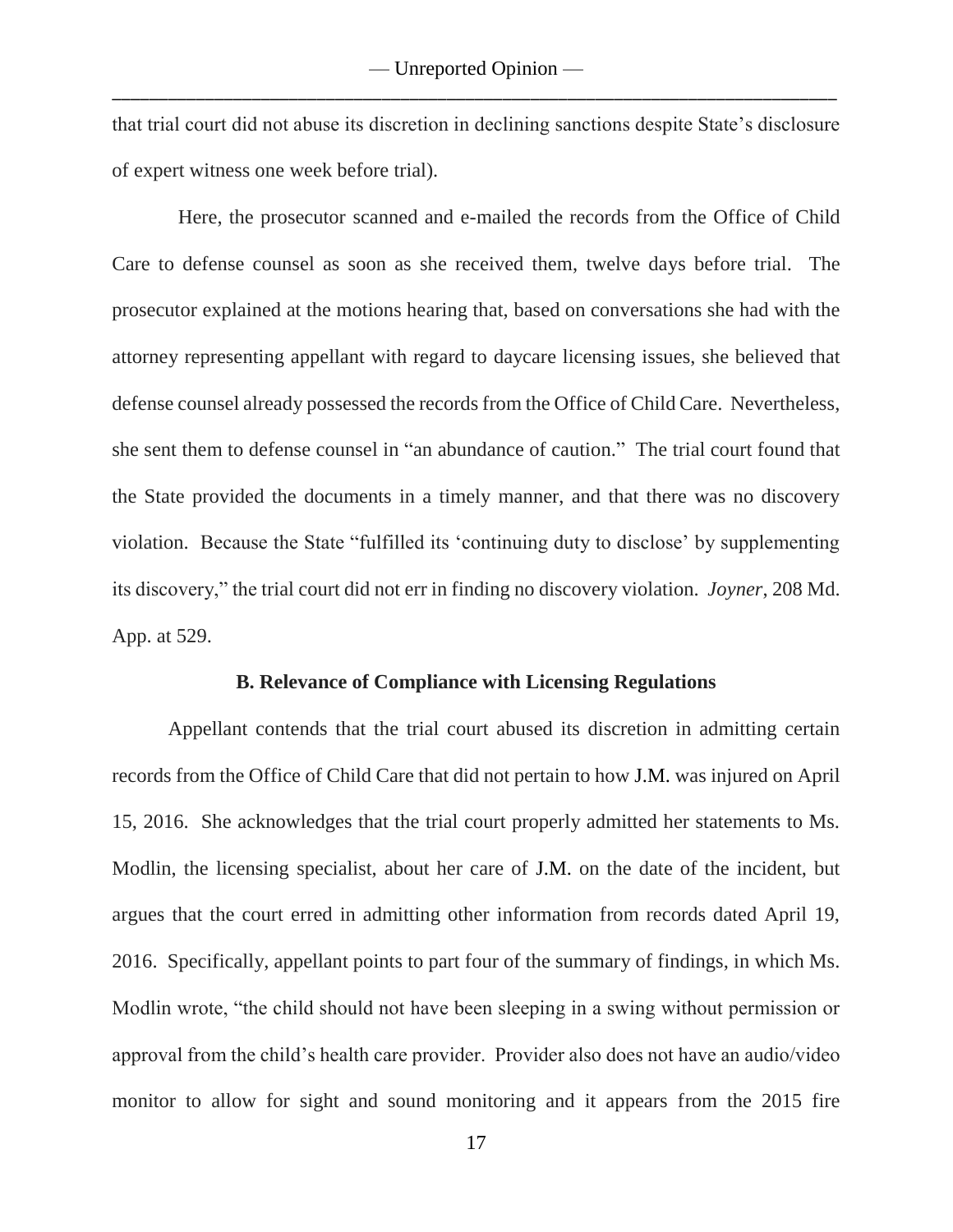that trial court did not abuse its discretion in declining sanctions despite State's disclosure of expert witness one week before trial).

Here, the prosecutor scanned and e-mailed the records from the Office of Child Care to defense counsel as soon as she received them, twelve days before trial. The prosecutor explained at the motions hearing that, based on conversations she had with the attorney representing appellant with regard to daycare licensing issues, she believed that defense counsel already possessed the records from the Office of Child Care. Nevertheless, she sent them to defense counsel in "an abundance of caution." The trial court found that the State provided the documents in a timely manner, and that there was no discovery violation. Because the State "fulfilled its 'continuing duty to disclose' by supplementing its discovery," the trial court did not err in finding no discovery violation. *Joyner*, 208 Md. App. at 529.

### B. Relevance of Compliance with Licensing Regulations

Appellant contends that the trial court abused its discretion in admitting certain records from the Office of Child Care that did not pertain to how J.M. was injured on April 15, 2016. She acknowledges that the trial court properly admitted her statements to Ms. Modlin, the licensing specialist, about her care of J.M. on the date of the incident, but argues that the court erred in admitting other information from records dated April 19, 2016. Specifically, appellant points to part four of the summary of findings, in which Ms. Modlin wrote, "the child should not have been sleeping in a swing without permission or approval from the child's health care provider. Provider also does not have an audio/video monitor to allow for sight and sound monitoring and it appears from the 2015 fire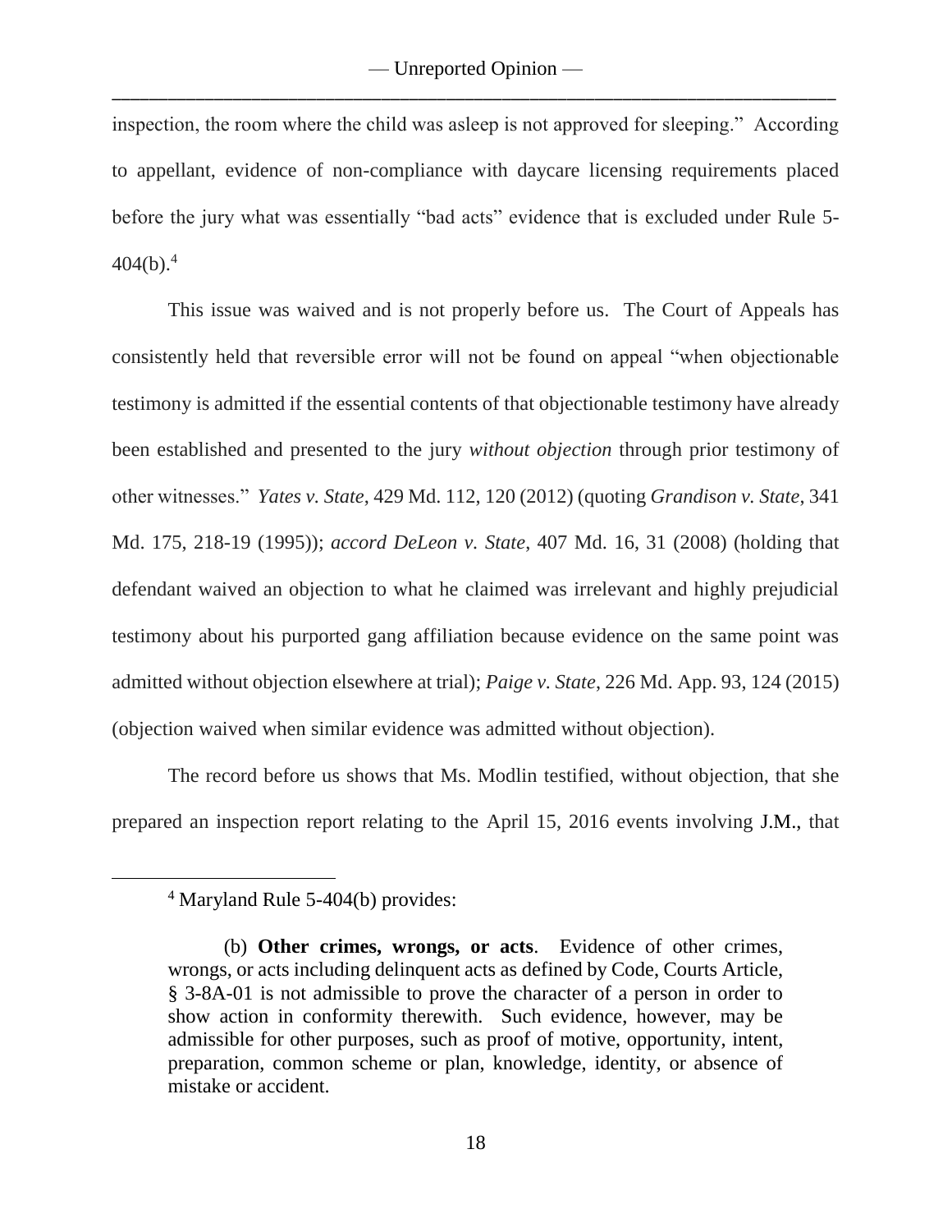inspection, the room where the child was asleep is not approved for sleeping." According to appellant, evidence of non-compliance with daycare licensing requirements placed before the jury what was essentially "bad acts" evidence that is excluded under Rule 5-404(b).[4]

This issue was waived and is not properly before us. The Court of Appeals has consistently held that reversible error will not be found on appeal "when objectionable testimony is admitted if the essential contents of that objectionable testimony have already been established and presented to the jury *without objection* through prior testimony of other witnesses." *Yates v. State*, 429 Md. 112, 120 (2012) (quoting *Grandison v. State*, 341 Md. 175, 218-19 (1995)); *accord DeLeon v. State*, 407 Md. 16, 31 (2008) (holding that defendant waived an objection to what he claimed was irrelevant and highly prejudicial testimony about his purported gang affiliation because evidence on the same point was admitted without objection elsewhere at trial); *Paige v. State*, 226 Md. App. 93, 124 (2015) (objection waived when similar evidence was admitted without objection).

The record before us shows that Ms. Modlin testified, without objection, that she prepared an inspection report relating to the April 15, 2016 events involving J.M., that

---

[4] Maryland Rule 5-404(b) provides:

> (b) **Other crimes, wrongs, or acts**. Evidence of other crimes, wrongs, or acts including delinquent acts as defined by Code, Courts Article, § 3-8A-01 is not admissible to prove the character of a person in order to show action in conformity therewith. Such evidence, however, may be admissible for other purposes, such as proof of motive, opportunity, intent, preparation, common scheme or plan, knowledge, identity, or absence of mistake or accident.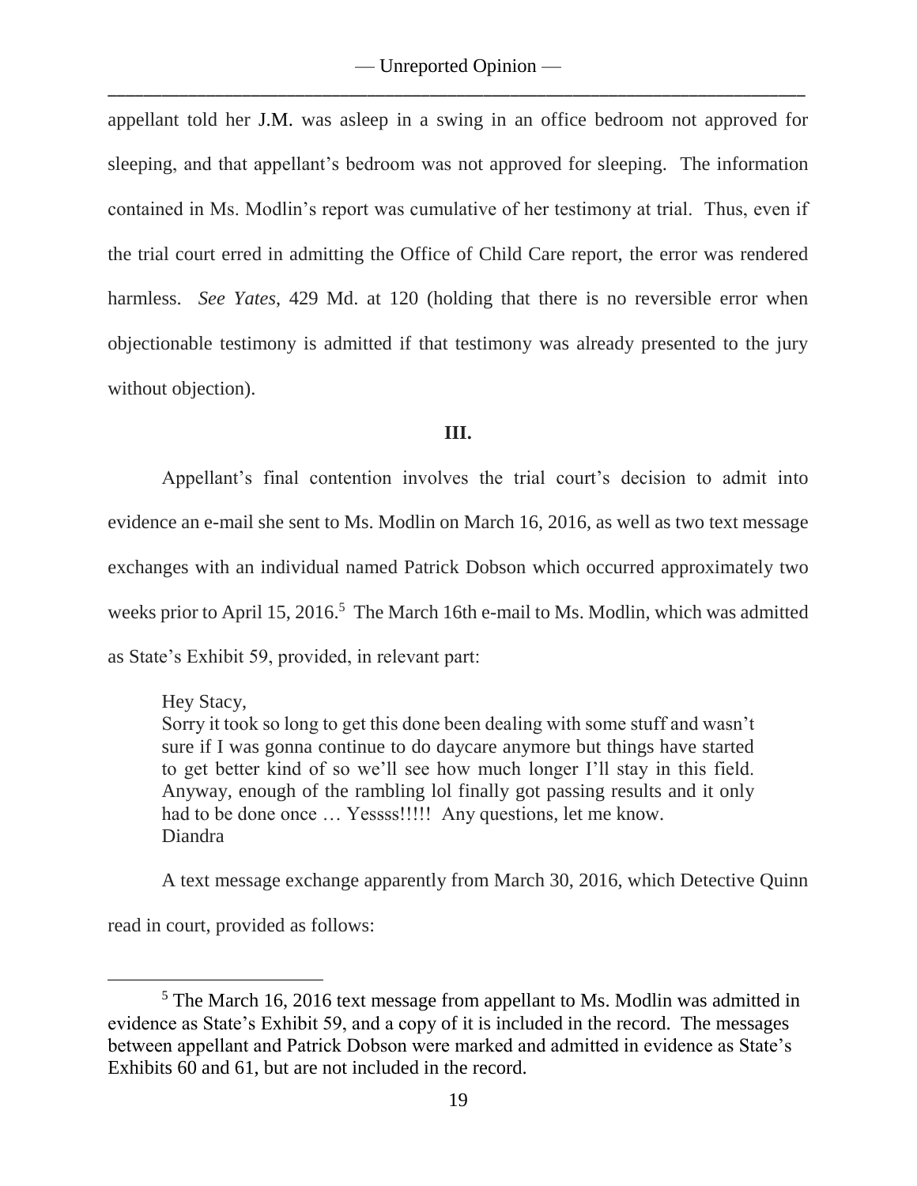appellant told her J.M. was asleep in a swing in an office bedroom not approved for sleeping, and that appellant's bedroom was not approved for sleeping. The information contained in Ms. Modlin's report was cumulative of her testimony at trial. Thus, even if the trial court erred in admitting the Office of Child Care report, the error was rendered harmless. *See Yates*, 429 Md. at 120 (holding that there is no reversible error when objectionable testimony is admitted if that testimony was already presented to the jury without objection).

### III.

Appellant's final contention involves the trial court's decision to admit into evidence an e-mail she sent to Ms. Modlin on March 16, 2016, as well as two text message exchanges with an individual named Patrick Dobson which occurred approximately two weeks prior to April 15, 2016.[5] The March 16th e-mail to Ms. Modlin, which was admitted as State's Exhibit 59, provided, in relevant part:

> Hey Stacy,
> Sorry it took so long to get this done been dealing with some stuff and wasn't sure if I was gonna continue to do daycare anymore but things have started to get better kind of so we'll see how much longer I'll stay in this field. Anyway, enough of the rambling lol finally got passing results and it only had to be done once … Yessss!!!!! Any questions, let me know.
> Diandra

A text message exchange apparently from March 30, 2016, which Detective Quinn read in court, provided as follows:

---

[5] The March 16, 2016 text message from appellant to Ms. Modlin was admitted in evidence as State's Exhibit 59, and a copy of it is included in the record. The messages between appellant and Patrick Dobson were marked and admitted in evidence as State's Exhibits 60 and 61, but are not included in the record.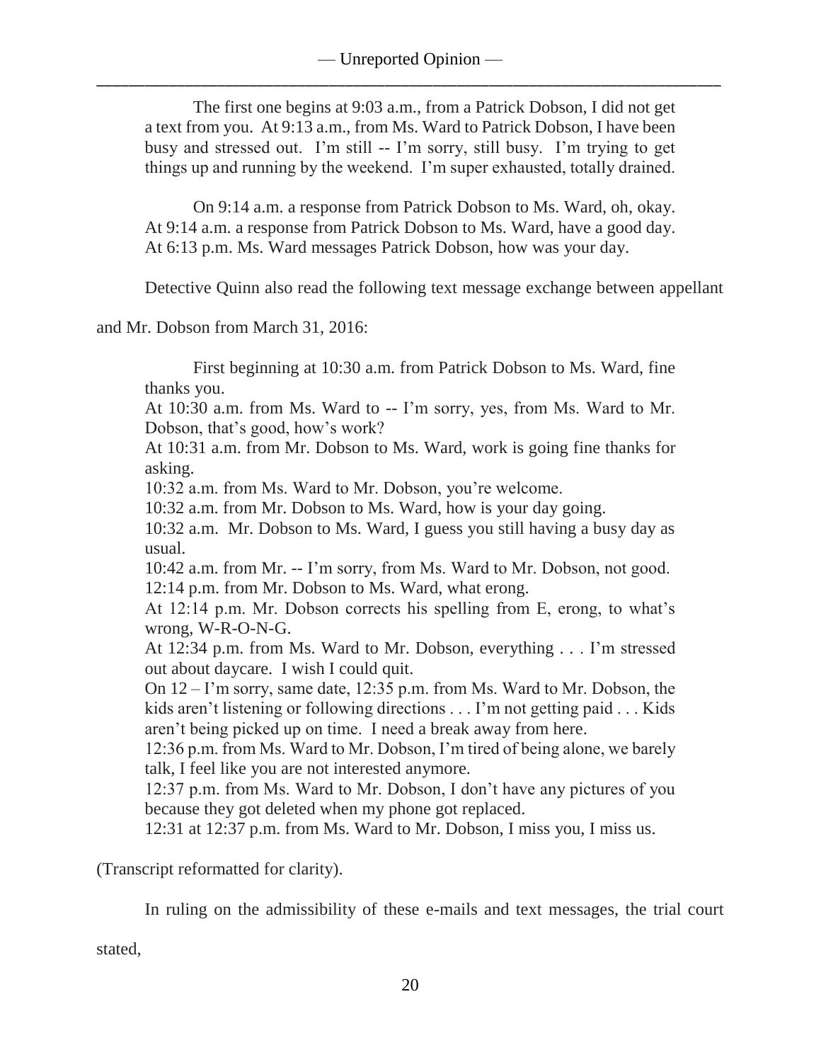> The first one begins at 9:03 a.m., from a Patrick Dobson, I did not get a text from you. At 9:13 a.m., from Ms. Ward to Patrick Dobson, I have been busy and stressed out. I'm still -- I'm sorry, still busy. I'm trying to get things up and running by the weekend. I'm super exhausted, totally drained.
>
> On 9:14 a.m. a response from Patrick Dobson to Ms. Ward, oh, okay. At 9:14 a.m. a response from Patrick Dobson to Ms. Ward, have a good day. At 6:13 p.m. Ms. Ward messages Patrick Dobson, how was your day.

Detective Quinn also read the following text message exchange between appellant and Mr. Dobson from March 31, 2016:

> First beginning at 10:30 a.m. from Patrick Dobson to Ms. Ward, fine thanks you.
> At 10:30 a.m. from Ms. Ward to -- I'm sorry, yes, from Ms. Ward to Mr. Dobson, that's good, how's work?
> At 10:31 a.m. from Mr. Dobson to Ms. Ward, work is going fine thanks for asking.
> 10:32 a.m. from Ms. Ward to Mr. Dobson, you're welcome.
> 10:32 a.m. from Mr. Dobson to Ms. Ward, how is your day going.
> 10:32 a.m. Mr. Dobson to Ms. Ward, I guess you still having a busy day as usual.
> 10:42 a.m. from Mr. -- I'm sorry, from Ms. Ward to Mr. Dobson, not good.
> 12:14 p.m. from Mr. Dobson to Ms. Ward, what erong.
> At 12:14 p.m. Mr. Dobson corrects his spelling from E, erong, to what's wrong, W-R-O-N-G.
> At 12:34 p.m. from Ms. Ward to Mr. Dobson, everything . . . I'm stressed out about daycare. I wish I could quit.
> On 12 – I'm sorry, same date, 12:35 p.m. from Ms. Ward to Mr. Dobson, the kids aren't listening or following directions . . . I'm not getting paid . . . Kids aren't being picked up on time. I need a break away from here.
> 12:36 p.m. from Ms. Ward to Mr. Dobson, I'm tired of being alone, we barely talk, I feel like you are not interested anymore.
> 12:37 p.m. from Ms. Ward to Mr. Dobson, I don't have any pictures of you because they got deleted when my phone got replaced.
> 12:31 at 12:37 p.m. from Ms. Ward to Mr. Dobson, I miss you, I miss us.

(Transcript reformatted for clarity).

In ruling on the admissibility of these e-mails and text messages, the trial court stated,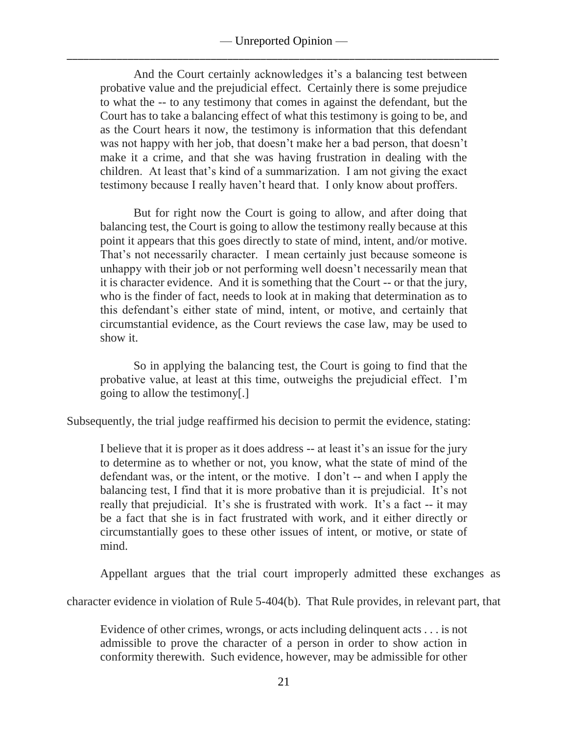> And the Court certainly acknowledges it's a balancing test between probative value and the prejudicial effect. Certainly there is some prejudice to what the -- to any testimony that comes in against the defendant, but the Court has to take a balancing effect of what this testimony is going to be, and as the Court hears it now, the testimony is information that this defendant was not happy with her job, that doesn't make her a bad person, that doesn't make it a crime, and that she was having frustration in dealing with the children. At least that's kind of a summarization. I am not giving the exact testimony because I really haven't heard that. I only know about proffers.
>
> But for right now the Court is going to allow, and after doing that balancing test, the Court is going to allow the testimony really because at this point it appears that this goes directly to state of mind, intent, and/or motive. That's not necessarily character. I mean certainly just because someone is unhappy with their job or not performing well doesn't necessarily mean that it is character evidence. And it is something that the Court -- or that the jury, who is the finder of fact, needs to look at in making that determination as to this defendant's either state of mind, intent, or motive, and certainly that circumstantial evidence, as the Court reviews the case law, may be used to show it.
>
> So in applying the balancing test, the Court is going to find that the probative value, at least at this time, outweighs the prejudicial effect. I'm going to allow the testimony[.]

Subsequently, the trial judge reaffirmed his decision to permit the evidence, stating:

> I believe that it is proper as it does address -- at least it's an issue for the jury to determine as to whether or not, you know, what the state of mind of the defendant was, or the intent, or the motive. I don't -- and when I apply the balancing test, I find that it is more probative than it is prejudicial. It's not really that prejudicial. It's she is frustrated with work. It's a fact -- it may be a fact that she is in fact frustrated with work, and it either directly or circumstantially goes to these other issues of intent, or motive, or state of mind.

Appellant argues that the trial court improperly admitted these exchanges as character evidence in violation of Rule 5-404(b). That Rule provides, in relevant part, that

> Evidence of other crimes, wrongs, or acts including delinquent acts . . . is not admissible to prove the character of a person in order to show action in conformity therewith. Such evidence, however, may be admissible for other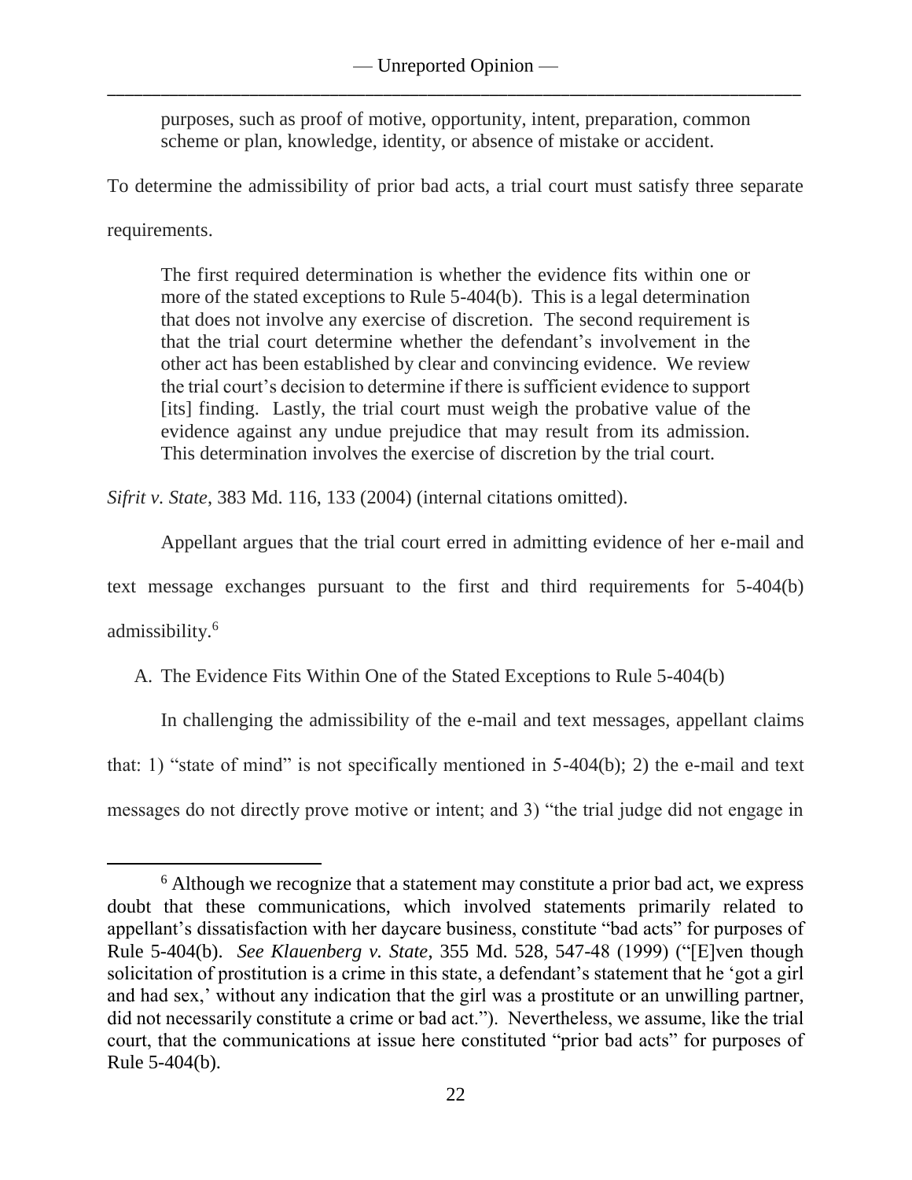> purposes, such as proof of motive, opportunity, intent, preparation, common scheme or plan, knowledge, identity, or absence of mistake or accident.

To determine the admissibility of prior bad acts, a trial court must satisfy three separate requirements.

> The first required determination is whether the evidence fits within one or more of the stated exceptions to Rule 5-404(b). This is a legal determination that does not involve any exercise of discretion. The second requirement is that the trial court determine whether the defendant's involvement in the other act has been established by clear and convincing evidence. We review the trial court's decision to determine if there is sufficient evidence to support [its] finding. Lastly, the trial court must weigh the probative value of the evidence against any undue prejudice that may result from its admission. This determination involves the exercise of discretion by the trial court.

*Sifrit v. State*, 383 Md. 116, 133 (2004) (internal citations omitted).

Appellant argues that the trial court erred in admitting evidence of her e-mail and text message exchanges pursuant to the first and third requirements for 5-404(b) admissibility.[6]

A. The Evidence Fits Within One of the Stated Exceptions to Rule 5-404(b)

In challenging the admissibility of the e-mail and text messages, appellant claims that: 1) "state of mind" is not specifically mentioned in 5-404(b); 2) the e-mail and text messages do not directly prove motive or intent; and 3) "the trial judge did not engage in

---

[6] Although we recognize that a statement may constitute a prior bad act, we express doubt that these communications, which involved statements primarily related to appellant's dissatisfaction with her daycare business, constitute "bad acts" for purposes of Rule 5-404(b). *See Klauenberg v. State*, 355 Md. 528, 547-48 (1999) ("[E]ven though solicitation of prostitution is a crime in this state, a defendant's statement that he 'got a girl and had sex,' without any indication that the girl was a prostitute or an unwilling partner, did not necessarily constitute a crime or bad act."). Nevertheless, we assume, like the trial court, that the communications at issue here constituted "prior bad acts" for purposes of Rule 5-404(b).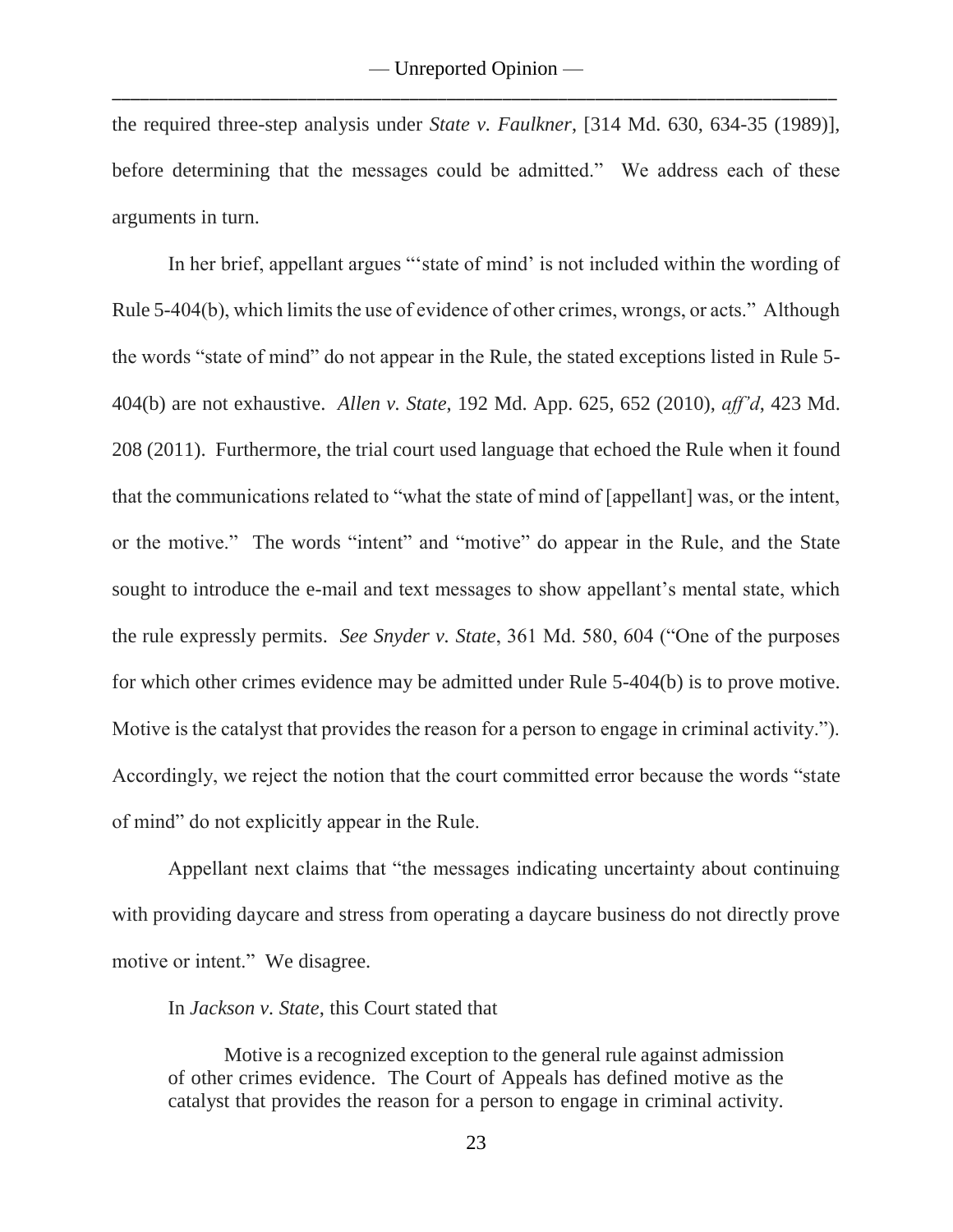the required three-step analysis under *State v. Faulkner*, [314 Md. 630, 634-35 (1989)], before determining that the messages could be admitted." We address each of these arguments in turn.

In her brief, appellant argues "'state of mind' is not included within the wording of Rule 5-404(b), which limits the use of evidence of other crimes, wrongs, or acts." Although the words "state of mind" do not appear in the Rule, the stated exceptions listed in Rule 5-404(b) are not exhaustive. *Allen v. State*, 192 Md. App. 625, 652 (2010), *aff'd*, 423 Md. 208 (2011). Furthermore, the trial court used language that echoed the Rule when it found that the communications related to "what the state of mind of [appellant] was, or the intent, or the motive." The words "intent" and "motive" do appear in the Rule, and the State sought to introduce the e-mail and text messages to show appellant's mental state, which the rule expressly permits. *See Snyder v. State*, 361 Md. 580, 604 ("One of the purposes for which other crimes evidence may be admitted under Rule 5-404(b) is to prove motive. Motive is the catalyst that provides the reason for a person to engage in criminal activity."). Accordingly, we reject the notion that the court committed error because the words "state of mind" do not explicitly appear in the Rule.

Appellant next claims that "the messages indicating uncertainty about continuing with providing daycare and stress from operating a daycare business do not directly prove motive or intent." We disagree.

In *Jackson v. State*, this Court stated that

> Motive is a recognized exception to the general rule against admission of other crimes evidence. The Court of Appeals has defined motive as the catalyst that provides the reason for a person to engage in criminal activity.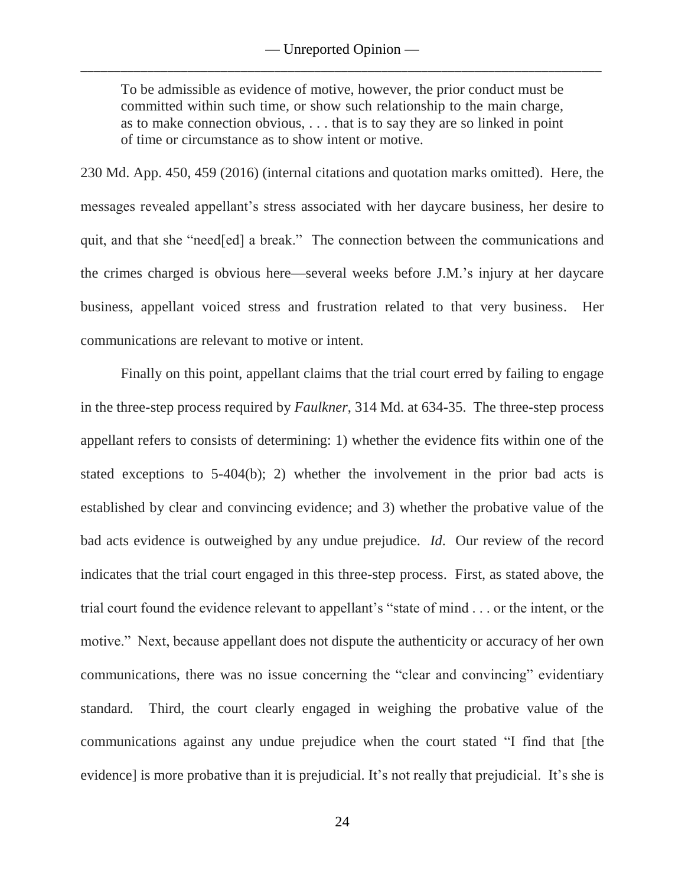> To be admissible as evidence of motive, however, the prior conduct must be committed within such time, or show such relationship to the main charge, as to make connection obvious, . . . that is to say they are so linked in point of time or circumstance as to show intent or motive.

230 Md. App. 450, 459 (2016) (internal citations and quotation marks omitted). Here, the messages revealed appellant's stress associated with her daycare business, her desire to quit, and that she "need[ed] a break." The connection between the communications and the crimes charged is obvious here—several weeks before J.M.'s injury at her daycare business, appellant voiced stress and frustration related to that very business. Her communications are relevant to motive or intent.

Finally on this point, appellant claims that the trial court erred by failing to engage in the three-step process required by *Faulkner*, 314 Md. at 634-35. The three-step process appellant refers to consists of determining: 1) whether the evidence fits within one of the stated exceptions to 5-404(b); 2) whether the involvement in the prior bad acts is established by clear and convincing evidence; and 3) whether the probative value of the bad acts evidence is outweighed by any undue prejudice. *Id*. Our review of the record indicates that the trial court engaged in this three-step process. First, as stated above, the trial court found the evidence relevant to appellant's "state of mind . . . or the intent, or the motive." Next, because appellant does not dispute the authenticity or accuracy of her own communications, there was no issue concerning the "clear and convincing" evidentiary standard. Third, the court clearly engaged in weighing the probative value of the communications against any undue prejudice when the court stated "I find that [the evidence] is more probative than it is prejudicial. It's not really that prejudicial. It's she is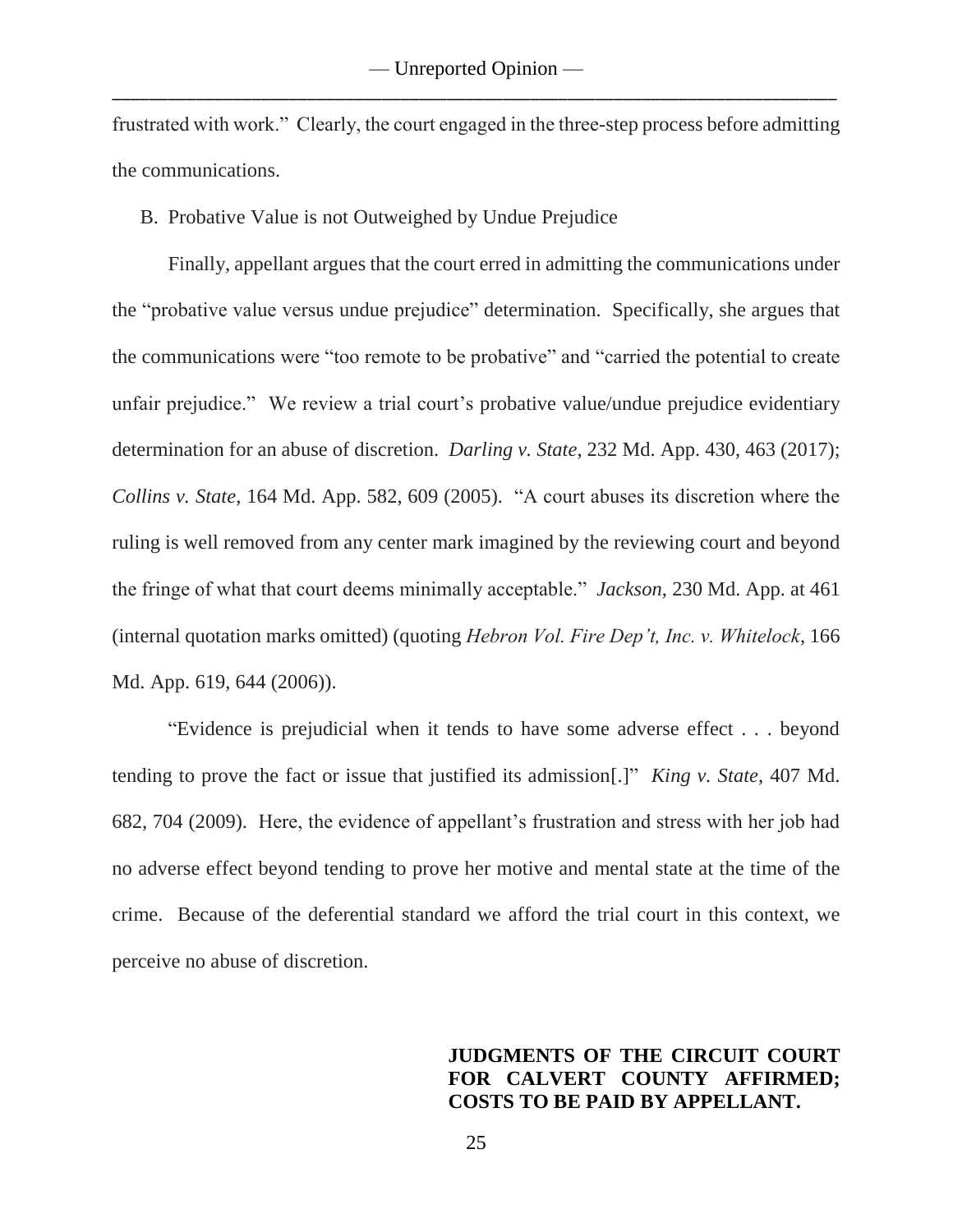frustrated with work." Clearly, the court engaged in the three-step process before admitting the communications.

B. Probative Value is not Outweighed by Undue Prejudice

Finally, appellant argues that the court erred in admitting the communications under the "probative value versus undue prejudice" determination. Specifically, she argues that the communications were "too remote to be probative" and "carried the potential to create unfair prejudice." We review a trial court's probative value/undue prejudice evidentiary determination for an abuse of discretion. *Darling v. State*, 232 Md. App. 430, 463 (2017); *Collins v. State*, 164 Md. App. 582, 609 (2005). "A court abuses its discretion where the ruling is well removed from any center mark imagined by the reviewing court and beyond the fringe of what that court deems minimally acceptable." *Jackson*, 230 Md. App. at 461 (internal quotation marks omitted) (quoting *Hebron Vol. Fire Dep't, Inc. v. Whitelock*, 166 Md. App. 619, 644 (2006)).

"Evidence is prejudicial when it tends to have some adverse effect . . . beyond tending to prove the fact or issue that justified its admission[.]" *King v. State*, 407 Md. 682, 704 (2009). Here, the evidence of appellant's frustration and stress with her job had no adverse effect beyond tending to prove her motive and mental state at the time of the crime. Because of the deferential standard we afford the trial court in this context, we perceive no abuse of discretion.

**JUDGMENTS OF THE CIRCUIT COURT FOR CALVERT COUNTY AFFIRMED; COSTS TO BE PAID BY APPELLANT.**